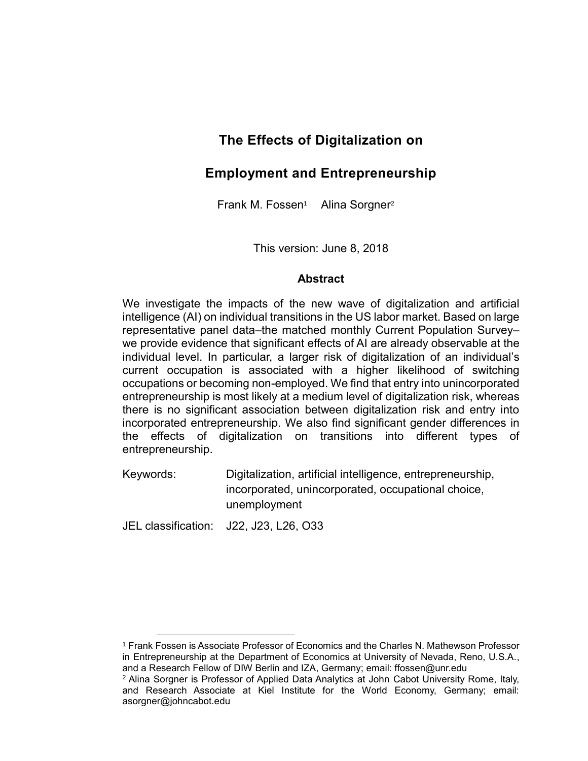# The Effects of Digitalization on Employment and Entrepreneurship

Frank M. Fossen[1] Alina Sorgner[2]

This version: June 8, 2018

### Abstract

We investigate the impacts of the new wave of digitalization and artificial intelligence (AI) on individual transitions in the US labor market. Based on large representative panel data–the matched monthly Current Population Survey–we provide evidence that significant effects of AI are already observable at the individual level. In particular, a larger risk of digitalization of an individual's current occupation is associated with a higher likelihood of switching occupations or becoming non-employed. We find that entry into unincorporated entrepreneurship is most likely at a medium level of digitalization risk, whereas there is no significant association between digitalization risk and entry into incorporated entrepreneurship. We also find significant gender differences in the effects of digitalization on transitions into different types of entrepreneurship.

Keywords: Digitalization, artificial intelligence, entrepreneurship, incorporated, unincorporated, occupational choice, unemployment

JEL classification: J22, J23, L26, O33

---

[1] Frank Fossen is Associate Professor of Economics and the Charles N. Mathewson Professor in Entrepreneurship at the Department of Economics at University of Nevada, Reno, U.S.A., and a Research Fellow of DIW Berlin and IZA, Germany; email: ffossen@unr.edu

[2] Alina Sorgner is Professor of Applied Data Analytics at John Cabot University Rome, Italy, and Research Associate at Kiel Institute for the World Economy, Germany; email: asorgner@johncabot.edu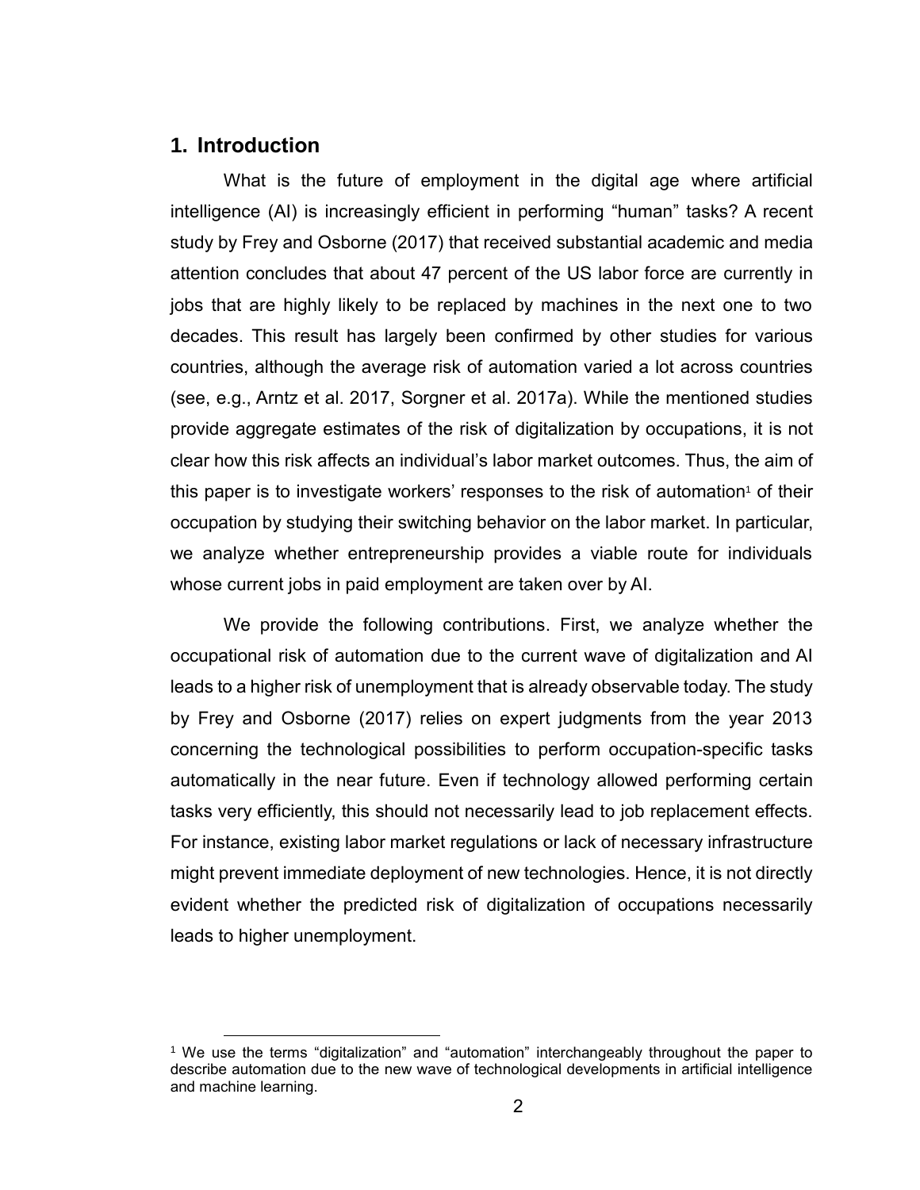## 1. Introduction

What is the future of employment in the digital age where artificial intelligence (AI) is increasingly efficient in performing “human” tasks? A recent study by Frey and Osborne (2017) that received substantial academic and media attention concludes that about 47 percent of the US labor force are currently in jobs that are highly likely to be replaced by machines in the next one to two decades. This result has largely been confirmed by other studies for various countries, although the average risk of automation varied a lot across countries (see, e.g., Arntz et al. 2017, Sorgner et al. 2017a). While the mentioned studies provide aggregate estimates of the risk of digitalization by occupations, it is not clear how this risk affects an individual’s labor market outcomes. Thus, the aim of this paper is to investigate workers’ responses to the risk of automation[1] of their occupation by studying their switching behavior on the labor market. In particular, we analyze whether entrepreneurship provides a viable route for individuals whose current jobs in paid employment are taken over by AI.

We provide the following contributions. First, we analyze whether the occupational risk of automation due to the current wave of digitalization and AI leads to a higher risk of unemployment that is already observable today. The study by Frey and Osborne (2017) relies on expert judgments from the year 2013 concerning the technological possibilities to perform occupation-specific tasks automatically in the near future. Even if technology allowed performing certain tasks very efficiently, this should not necessarily lead to job replacement effects. For instance, existing labor market regulations or lack of necessary infrastructure might prevent immediate deployment of new technologies. Hence, it is not directly evident whether the predicted risk of digitalization of occupations necessarily leads to higher unemployment.

[1] We use the terms “digitalization” and “automation” interchangeably throughout the paper to describe automation due to the new wave of technological developments in artificial intelligence and machine learning.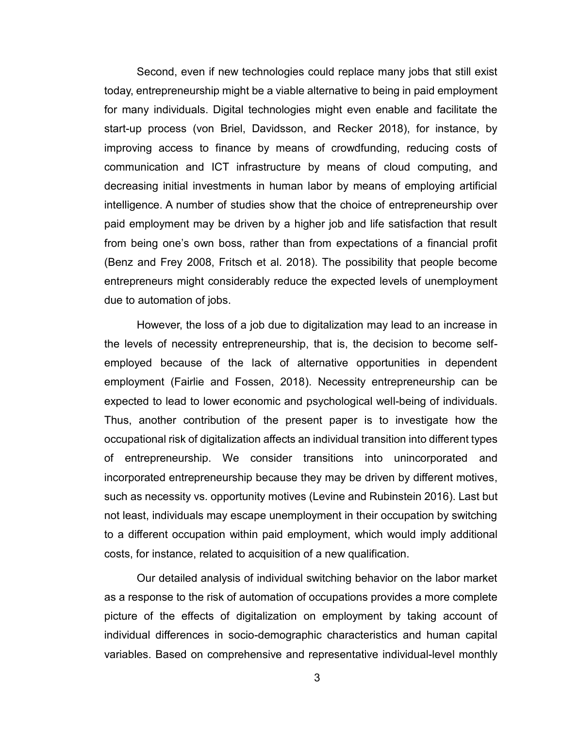Second, even if new technologies could replace many jobs that still exist today, entrepreneurship might be a viable alternative to being in paid employment for many individuals. Digital technologies might even enable and facilitate the start-up process (von Briel, Davidsson, and Recker 2018), for instance, by improving access to finance by means of crowdfunding, reducing costs of communication and ICT infrastructure by means of cloud computing, and decreasing initial investments in human labor by means of employing artificial intelligence. A number of studies show that the choice of entrepreneurship over paid employment may be driven by a higher job and life satisfaction that result from being one's own boss, rather than from expectations of a financial profit (Benz and Frey 2008, Fritsch et al. 2018). The possibility that people become entrepreneurs might considerably reduce the expected levels of unemployment due to automation of jobs.

However, the loss of a job due to digitalization may lead to an increase in the levels of necessity entrepreneurship, that is, the decision to become self-employed because of the lack of alternative opportunities in dependent employment (Fairlie and Fossen, 2018). Necessity entrepreneurship can be expected to lead to lower economic and psychological well-being of individuals. Thus, another contribution of the present paper is to investigate how the occupational risk of digitalization affects an individual transition into different types of entrepreneurship. We consider transitions into unincorporated and incorporated entrepreneurship because they may be driven by different motives, such as necessity vs. opportunity motives (Levine and Rubinstein 2016). Last but not least, individuals may escape unemployment in their occupation by switching to a different occupation within paid employment, which would imply additional costs, for instance, related to acquisition of a new qualification.

Our detailed analysis of individual switching behavior on the labor market as a response to the risk of automation of occupations provides a more complete picture of the effects of digitalization on employment by taking account of individual differences in socio-demographic characteristics and human capital variables. Based on comprehensive and representative individual-level monthly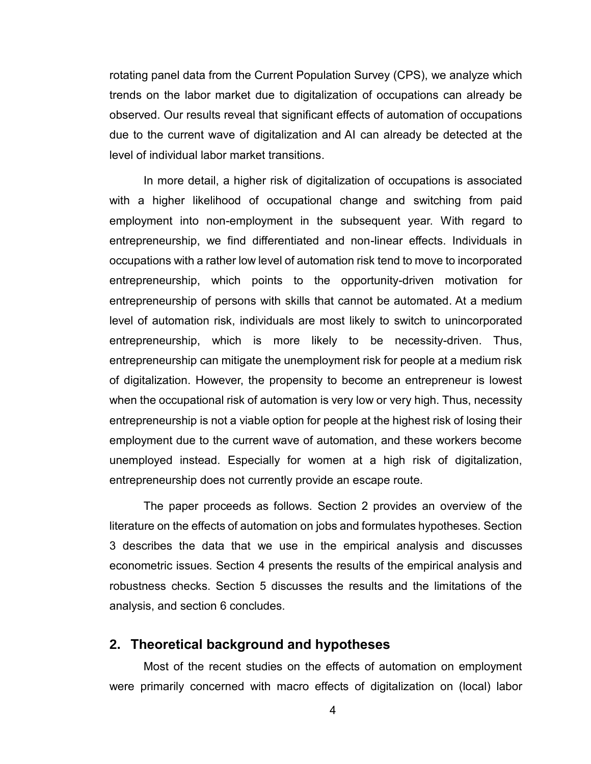rotating panel data from the Current Population Survey (CPS), we analyze which trends on the labor market due to digitalization of occupations can already be observed. Our results reveal that significant effects of automation of occupations due to the current wave of digitalization and AI can already be detected at the level of individual labor market transitions.

In more detail, a higher risk of digitalization of occupations is associated with a higher likelihood of occupational change and switching from paid employment into non-employment in the subsequent year. With regard to entrepreneurship, we find differentiated and non-linear effects. Individuals in occupations with a rather low level of automation risk tend to move to incorporated entrepreneurship, which points to the opportunity-driven motivation for entrepreneurship of persons with skills that cannot be automated. At a medium level of automation risk, individuals are most likely to switch to unincorporated entrepreneurship, which is more likely to be necessity-driven. Thus, entrepreneurship can mitigate the unemployment risk for people at a medium risk of digitalization. However, the propensity to become an entrepreneur is lowest when the occupational risk of automation is very low or very high. Thus, necessity entrepreneurship is not a viable option for people at the highest risk of losing their employment due to the current wave of automation, and these workers become unemployed instead. Especially for women at a high risk of digitalization, entrepreneurship does not currently provide an escape route.

The paper proceeds as follows. Section 2 provides an overview of the literature on the effects of automation on jobs and formulates hypotheses. Section 3 describes the data that we use in the empirical analysis and discusses econometric issues. Section 4 presents the results of the empirical analysis and robustness checks. Section 5 discusses the results and the limitations of the analysis, and section 6 concludes.

## 2. Theoretical background and hypotheses

Most of the recent studies on the effects of automation on employment were primarily concerned with macro effects of digitalization on (local) labor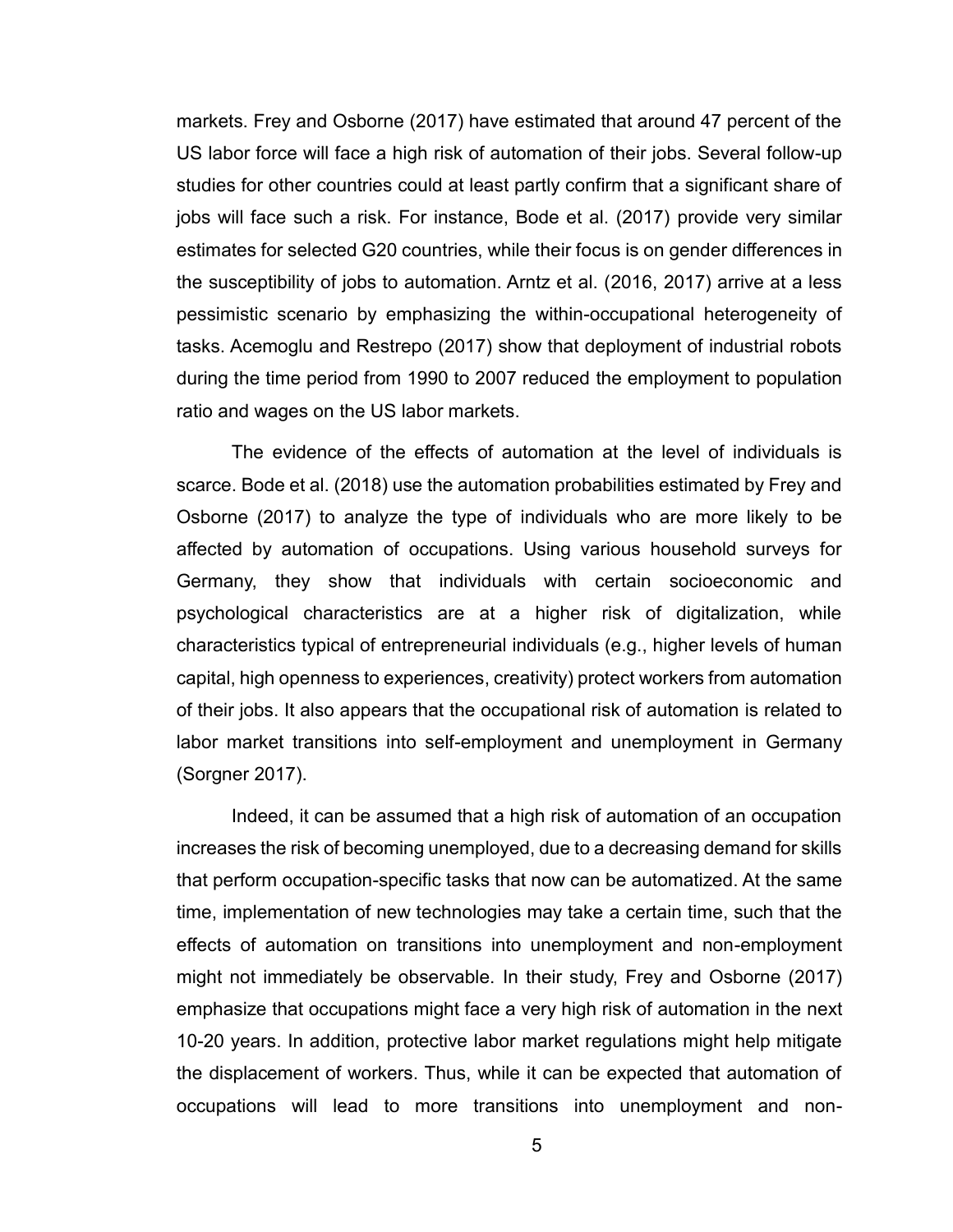markets. Frey and Osborne (2017) have estimated that around 47 percent of the US labor force will face a high risk of automation of their jobs. Several follow-up studies for other countries could at least partly confirm that a significant share of jobs will face such a risk. For instance, Bode et al. (2017) provide very similar estimates for selected G20 countries, while their focus is on gender differences in the susceptibility of jobs to automation. Arntz et al. (2016, 2017) arrive at a less pessimistic scenario by emphasizing the within-occupational heterogeneity of tasks. Acemoglu and Restrepo (2017) show that deployment of industrial robots during the time period from 1990 to 2007 reduced the employment to population ratio and wages on the US labor markets.

The evidence of the effects of automation at the level of individuals is scarce. Bode et al. (2018) use the automation probabilities estimated by Frey and Osborne (2017) to analyze the type of individuals who are more likely to be affected by automation of occupations. Using various household surveys for Germany, they show that individuals with certain socioeconomic and psychological characteristics are at a higher risk of digitalization, while characteristics typical of entrepreneurial individuals (e.g., higher levels of human capital, high openness to experiences, creativity) protect workers from automation of their jobs. It also appears that the occupational risk of automation is related to labor market transitions into self-employment and unemployment in Germany (Sorgner 2017).

Indeed, it can be assumed that a high risk of automation of an occupation increases the risk of becoming unemployed, due to a decreasing demand for skills that perform occupation-specific tasks that now can be automatized. At the same time, implementation of new technologies may take a certain time, such that the effects of automation on transitions into unemployment and non-employment might not immediately be observable. In their study, Frey and Osborne (2017) emphasize that occupations might face a very high risk of automation in the next 10-20 years. In addition, protective labor market regulations might help mitigate the displacement of workers. Thus, while it can be expected that automation of occupations will lead to more transitions into unemployment and non-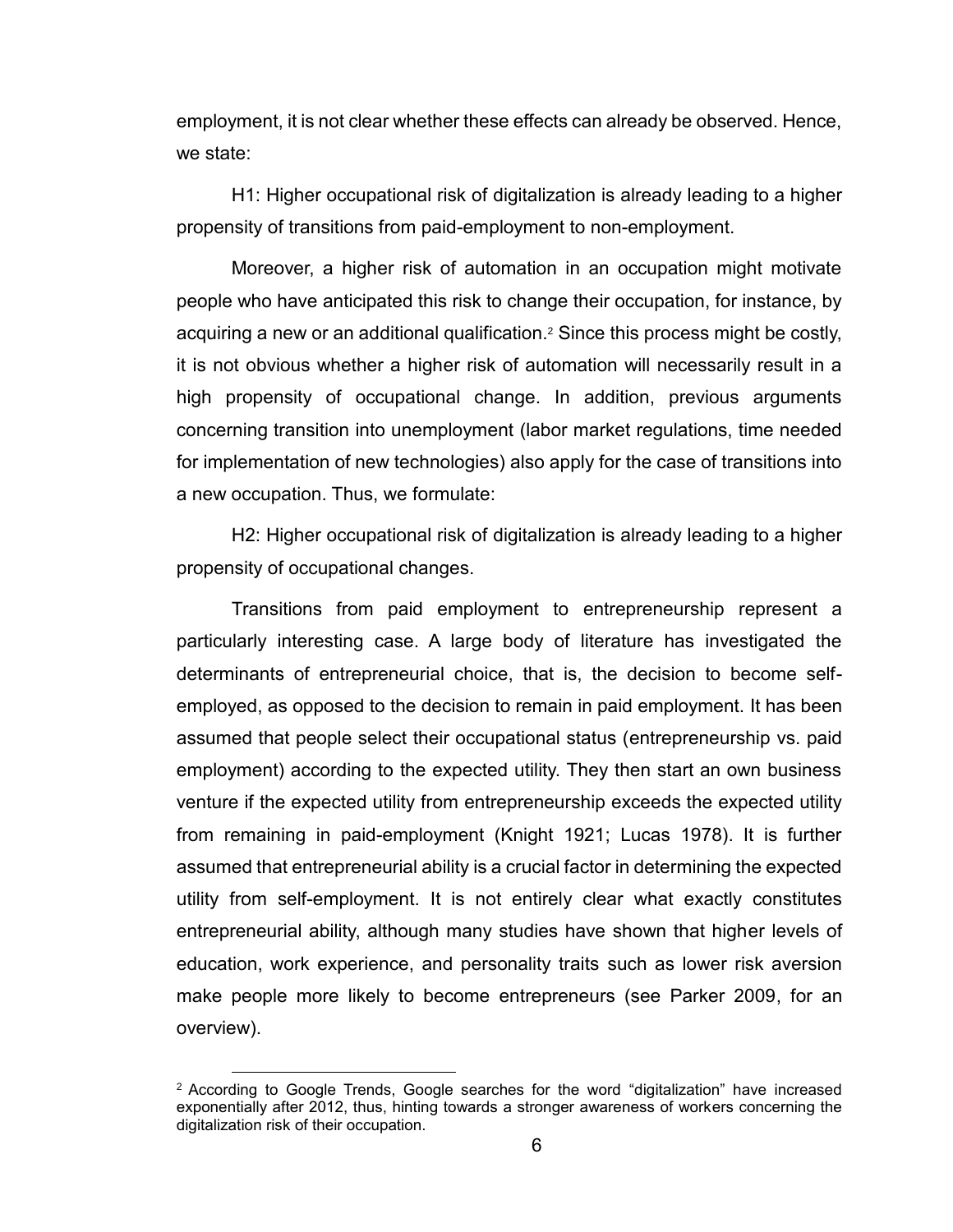employment, it is not clear whether these effects can already be observed. Hence, we state:

H1: Higher occupational risk of digitalization is already leading to a higher propensity of transitions from paid-employment to non-employment.

Moreover, a higher risk of automation in an occupation might motivate people who have anticipated this risk to change their occupation, for instance, by acquiring a new or an additional qualification.[2] Since this process might be costly, it is not obvious whether a higher risk of automation will necessarily result in a high propensity of occupational change. In addition, previous arguments concerning transition into unemployment (labor market regulations, time needed for implementation of new technologies) also apply for the case of transitions into a new occupation. Thus, we formulate:

H2: Higher occupational risk of digitalization is already leading to a higher propensity of occupational changes.

Transitions from paid employment to entrepreneurship represent a particularly interesting case. A large body of literature has investigated the determinants of entrepreneurial choice, that is, the decision to become self-employed, as opposed to the decision to remain in paid employment. It has been assumed that people select their occupational status (entrepreneurship vs. paid employment) according to the expected utility. They then start an own business venture if the expected utility from entrepreneurship exceeds the expected utility from remaining in paid-employment (Knight 1921; Lucas 1978). It is further assumed that entrepreneurial ability is a crucial factor in determining the expected utility from self-employment. It is not entirely clear what exactly constitutes entrepreneurial ability, although many studies have shown that higher levels of education, work experience, and personality traits such as lower risk aversion make people more likely to become entrepreneurs (see Parker 2009, for an overview).

[2] According to Google Trends, Google searches for the word "digitalization" have increased exponentially after 2012, thus, hinting towards a stronger awareness of workers concerning the digitalization risk of their occupation.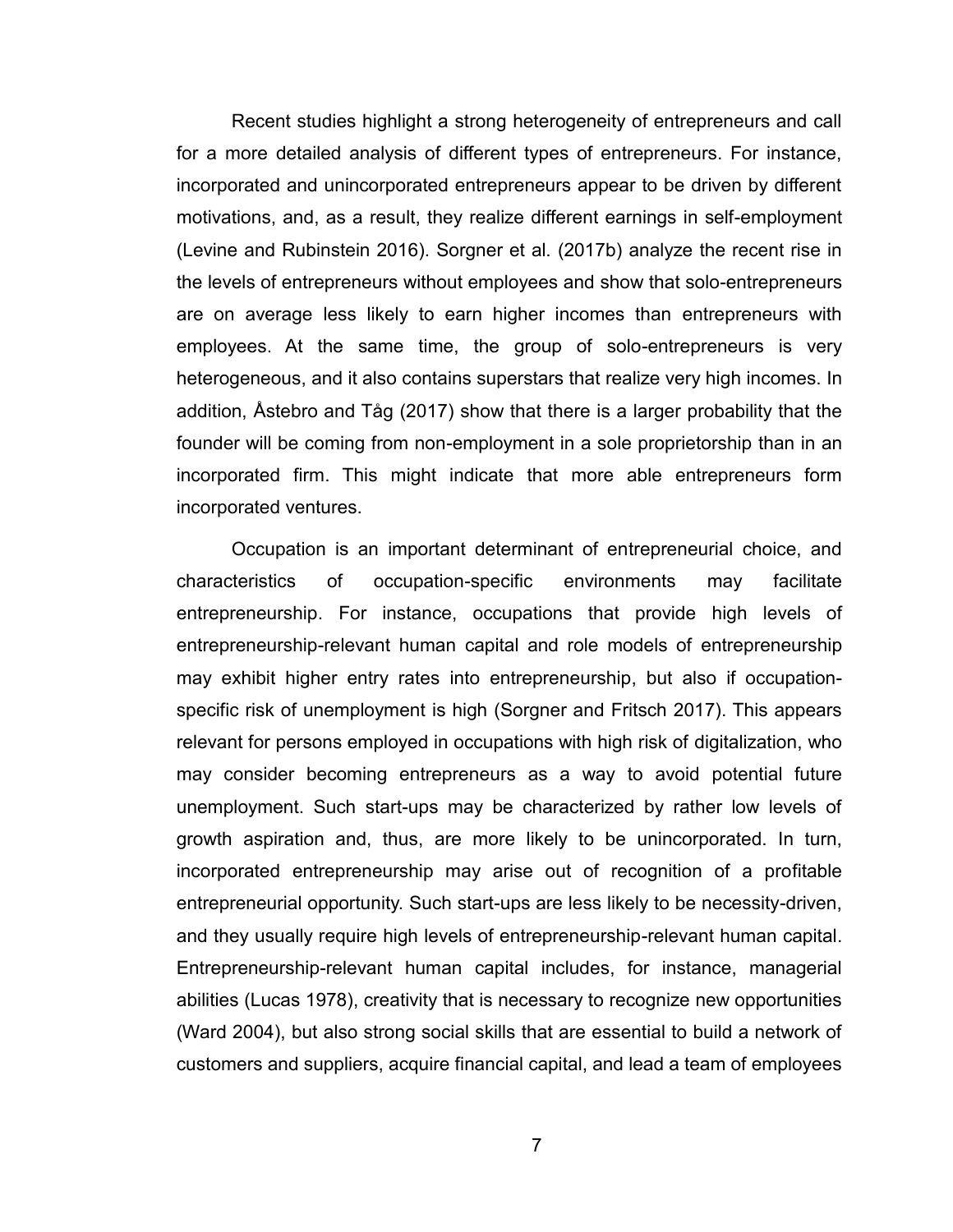Recent studies highlight a strong heterogeneity of entrepreneurs and call for a more detailed analysis of different types of entrepreneurs. For instance, incorporated and unincorporated entrepreneurs appear to be driven by different motivations, and, as a result, they realize different earnings in self-employment (Levine and Rubinstein 2016). Sorgner et al. (2017b) analyze the recent rise in the levels of entrepreneurs without employees and show that solo-entrepreneurs are on average less likely to earn higher incomes than entrepreneurs with employees. At the same time, the group of solo-entrepreneurs is very heterogeneous, and it also contains superstars that realize very high incomes. In addition, Åstebro and Tåg (2017) show that there is a larger probability that the founder will be coming from non-employment in a sole proprietorship than in an incorporated firm. This might indicate that more able entrepreneurs form incorporated ventures.

Occupation is an important determinant of entrepreneurial choice, and characteristics of occupation-specific environments may facilitate entrepreneurship. For instance, occupations that provide high levels of entrepreneurship-relevant human capital and role models of entrepreneurship may exhibit higher entry rates into entrepreneurship, but also if occupation-specific risk of unemployment is high (Sorgner and Fritsch 2017). This appears relevant for persons employed in occupations with high risk of digitalization, who may consider becoming entrepreneurs as a way to avoid potential future unemployment. Such start-ups may be characterized by rather low levels of growth aspiration and, thus, are more likely to be unincorporated. In turn, incorporated entrepreneurship may arise out of recognition of a profitable entrepreneurial opportunity. Such start-ups are less likely to be necessity-driven, and they usually require high levels of entrepreneurship-relevant human capital. Entrepreneurship-relevant human capital includes, for instance, managerial abilities (Lucas 1978), creativity that is necessary to recognize new opportunities (Ward 2004), but also strong social skills that are essential to build a network of customers and suppliers, acquire financial capital, and lead a team of employees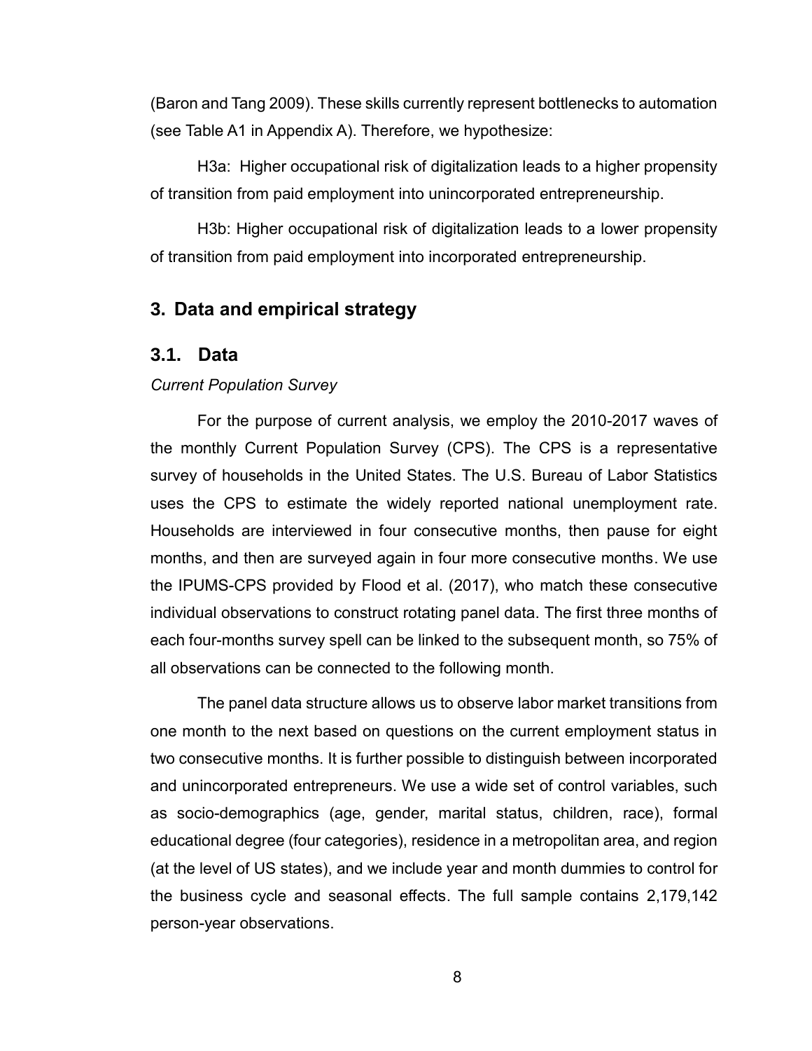(Baron and Tang 2009). These skills currently represent bottlenecks to automation (see Table A1 in Appendix A). Therefore, we hypothesize:

H3a: Higher occupational risk of digitalization leads to a higher propensity of transition from paid employment into unincorporated entrepreneurship.

H3b: Higher occupational risk of digitalization leads to a lower propensity of transition from paid employment into incorporated entrepreneurship.

## 3. Data and empirical strategy

### 3.1. Data

*Current Population Survey*

For the purpose of current analysis, we employ the 2010-2017 waves of the monthly Current Population Survey (CPS). The CPS is a representative survey of households in the United States. The U.S. Bureau of Labor Statistics uses the CPS to estimate the widely reported national unemployment rate. Households are interviewed in four consecutive months, then pause for eight months, and then are surveyed again in four more consecutive months. We use the IPUMS-CPS provided by Flood et al. (2017), who match these consecutive individual observations to construct rotating panel data. The first three months of each four-months survey spell can be linked to the subsequent month, so 75% of all observations can be connected to the following month.

The panel data structure allows us to observe labor market transitions from one month to the next based on questions on the current employment status in two consecutive months. It is further possible to distinguish between incorporated and unincorporated entrepreneurs. We use a wide set of control variables, such as socio-demographics (age, gender, marital status, children, race), formal educational degree (four categories), residence in a metropolitan area, and region (at the level of US states), and we include year and month dummies to control for the business cycle and seasonal effects. The full sample contains 2,179,142 person-year observations.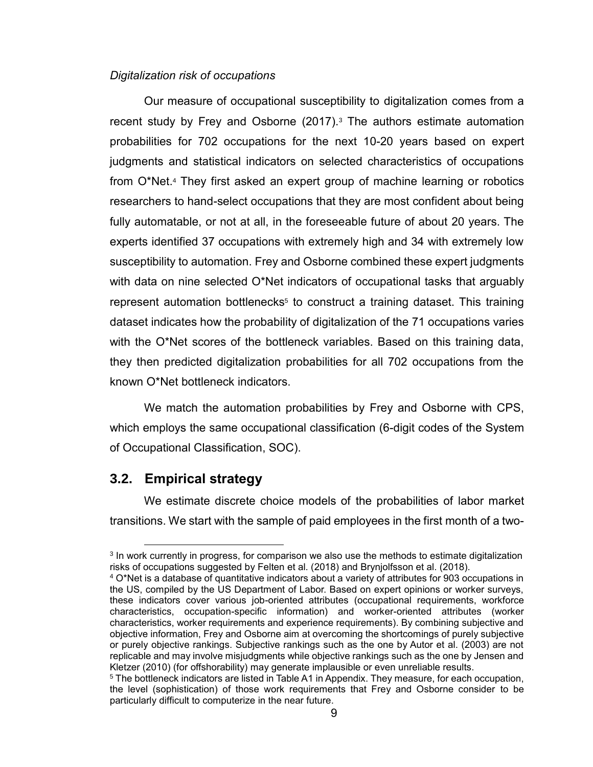*Digitalization risk of occupations*

Our measure of occupational susceptibility to digitalization comes from a recent study by Frey and Osborne (2017).[3] The authors estimate automation probabilities for 702 occupations for the next 10-20 years based on expert judgments and statistical indicators on selected characteristics of occupations from O*Net.[4] They first asked an expert group of machine learning or robotics researchers to hand-select occupations that they are most confident about being fully automatable, or not at all, in the foreseeable future of about 20 years. The experts identified 37 occupations with extremely high and 34 with extremely low susceptibility to automation. Frey and Osborne combined these expert judgments with data on nine selected O*Net indicators of occupational tasks that arguably represent automation bottlenecks[5] to construct a training dataset. This training dataset indicates how the probability of digitalization of the 71 occupations varies with the O*Net scores of the bottleneck variables. Based on this training data, they then predicted digitalization probabilities for all 702 occupations from the known O*Net bottleneck indicators.

We match the automation probabilities by Frey and Osborne with CPS, which employs the same occupational classification (6-digit codes of the System of Occupational Classification, SOC).

## 3.2. Empirical strategy

We estimate discrete choice models of the probabilities of labor market transitions. We start with the sample of paid employees in the first month of a two-

---

[3] In work currently in progress, for comparison we also use the methods to estimate digitalization risks of occupations suggested by Felten et al. (2018) and Brynjolfsson et al. (2018).

[4] O*Net is a database of quantitative indicators about a variety of attributes for 903 occupations in the US, compiled by the US Department of Labor. Based on expert opinions or worker surveys, these indicators cover various job-oriented attributes (occupational requirements, workforce characteristics, occupation-specific information) and worker-oriented attributes (worker characteristics, worker requirements and experience requirements). By combining subjective and objective information, Frey and Osborne aim at overcoming the shortcomings of purely subjective or purely objective rankings. Subjective rankings such as the one by Autor et al. (2003) are not replicable and may involve misjudgments while objective rankings such as the one by Jensen and Kletzer (2010) (for offshorability) may generate implausible or even unreliable results.

[5] The bottleneck indicators are listed in Table A1 in Appendix. They measure, for each occupation, the level (sophistication) of those work requirements that Frey and Osborne consider to be particularly difficult to computerize in the near future.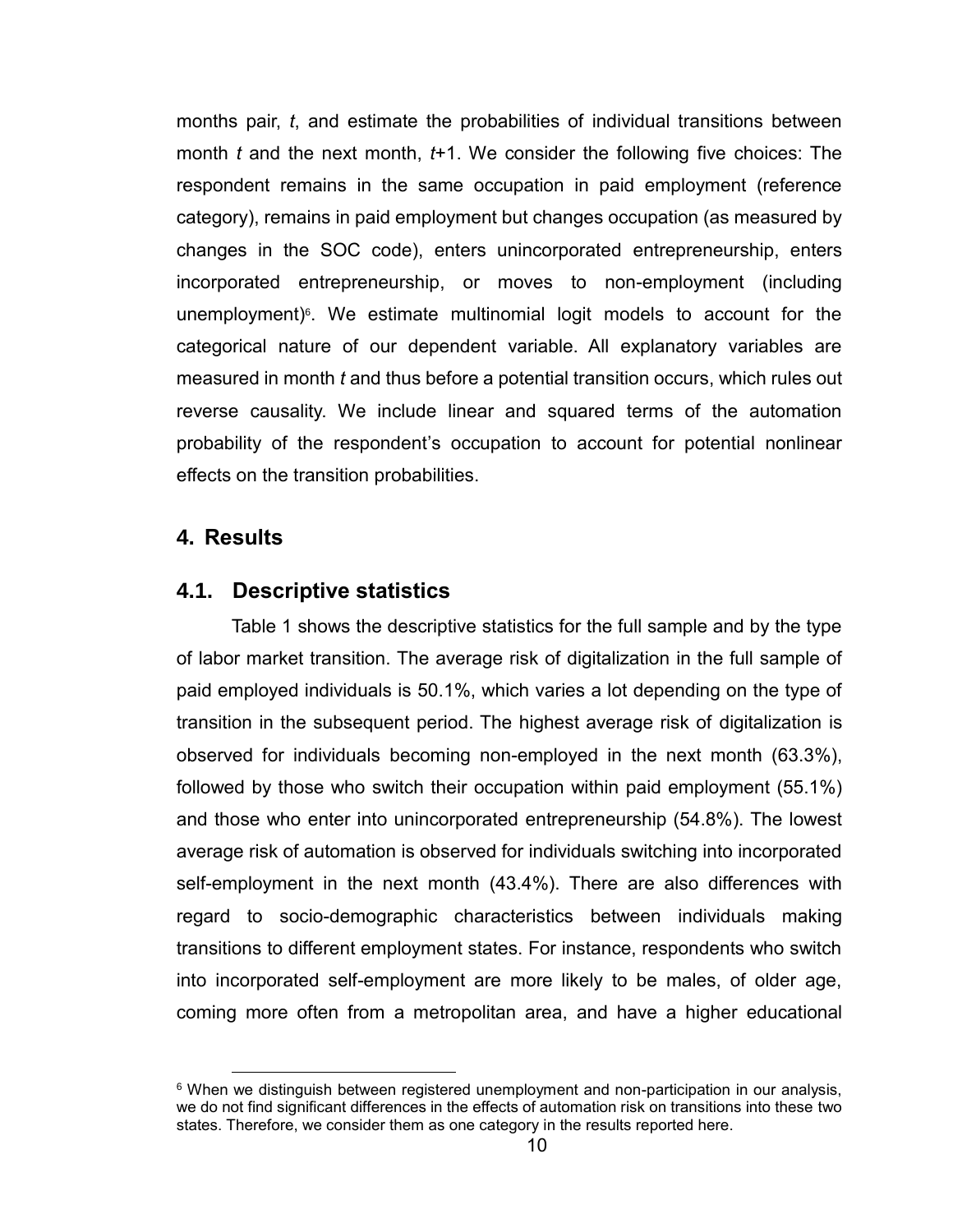months pair, *t*, and estimate the probabilities of individual transitions between month *t* and the next month, *t*+1. We consider the following five choices: The respondent remains in the same occupation in paid employment (reference category), remains in paid employment but changes occupation (as measured by changes in the SOC code), enters unincorporated entrepreneurship, enters incorporated entrepreneurship, or moves to non-employment (including unemployment)[6]. We estimate multinomial logit models to account for the categorical nature of our dependent variable. All explanatory variables are measured in month *t* and thus before a potential transition occurs, which rules out reverse causality. We include linear and squared terms of the automation probability of the respondent's occupation to account for potential nonlinear effects on the transition probabilities.

## 4. Results

### 4.1. Descriptive statistics

Table 1 shows the descriptive statistics for the full sample and by the type of labor market transition. The average risk of digitalization in the full sample of paid employed individuals is 50.1%, which varies a lot depending on the type of transition in the subsequent period. The highest average risk of digitalization is observed for individuals becoming non-employed in the next month (63.3%), followed by those who switch their occupation within paid employment (55.1%) and those who enter into unincorporated entrepreneurship (54.8%). The lowest average risk of automation is observed for individuals switching into incorporated self-employment in the next month (43.4%). There are also differences with regard to socio-demographic characteristics between individuals making transitions to different employment states. For instance, respondents who switch into incorporated self-employment are more likely to be males, of older age, coming more often from a metropolitan area, and have a higher educational

[6] When we distinguish between registered unemployment and non-participation in our analysis, we do not find significant differences in the effects of automation risk on transitions into these two states. Therefore, we consider them as one category in the results reported here.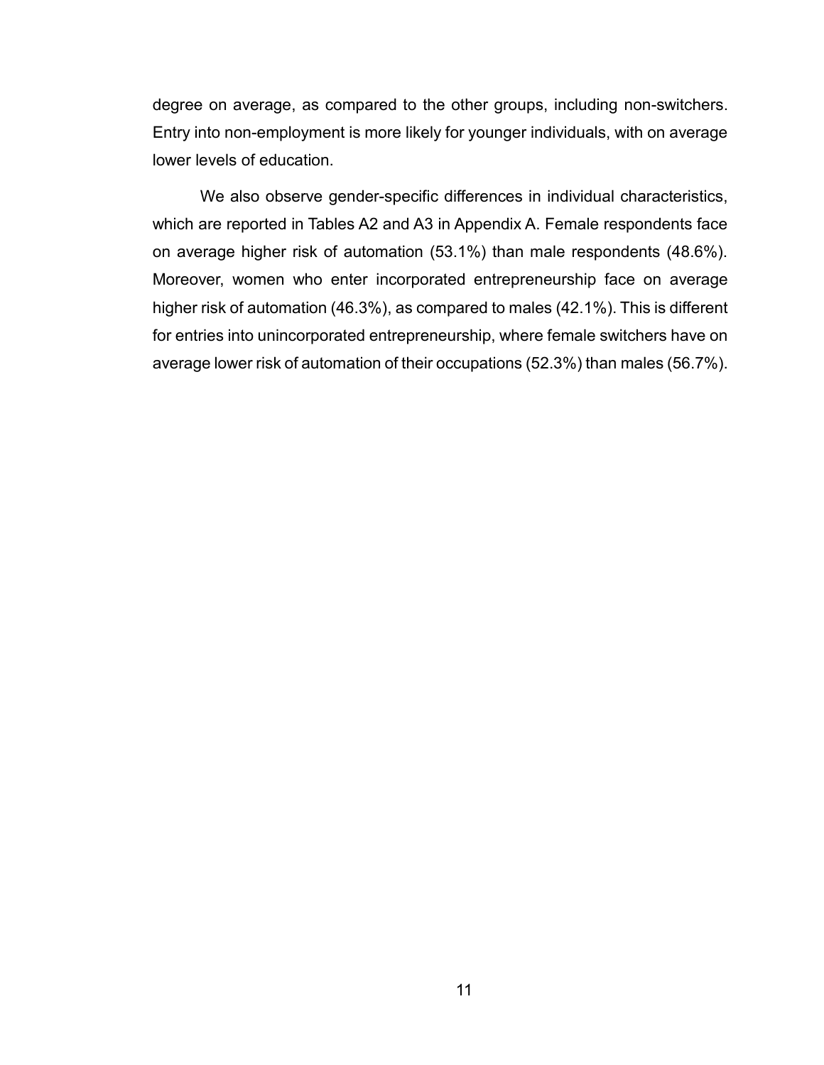degree on average, as compared to the other groups, including non-switchers. Entry into non-employment is more likely for younger individuals, with on average lower levels of education.

We also observe gender-specific differences in individual characteristics, which are reported in Tables A2 and A3 in Appendix A. Female respondents face on average higher risk of automation (53.1%) than male respondents (48.6%). Moreover, women who enter incorporated entrepreneurship face on average higher risk of automation (46.3%), as compared to males (42.1%). This is different for entries into unincorporated entrepreneurship, where female switchers have on average lower risk of automation of their occupations (52.3%) than males (56.7%).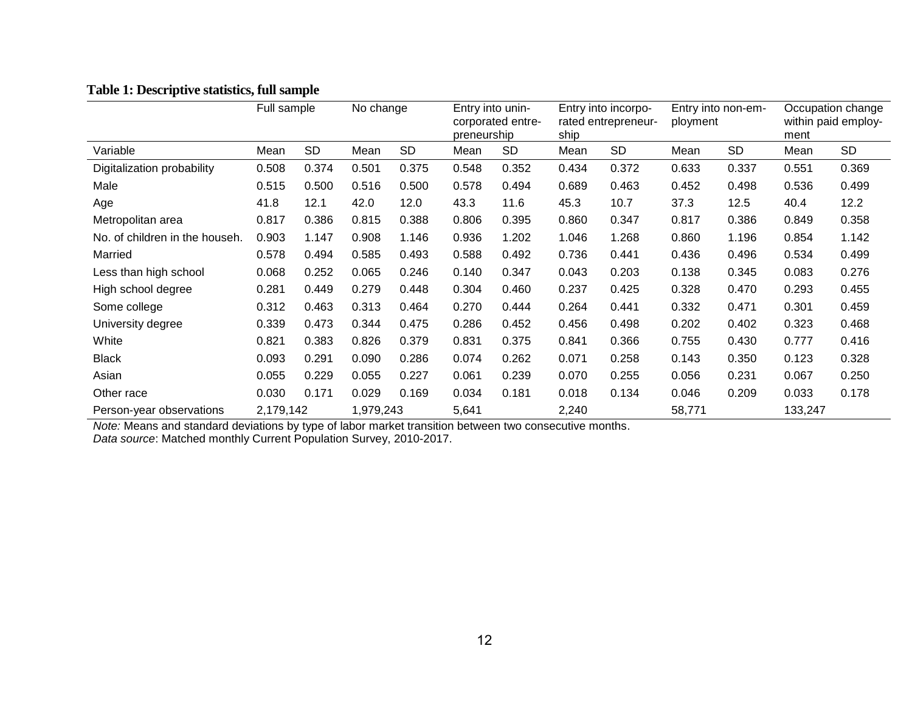**Table 1: Descriptive statistics, full sample**

| | Full sample | | No change | | Entry into unincorporated entrepreneurship | | Entry into incorporated entrepreneurship | | Entry into non-employment | | Occupation change within paid employment | |
|---|---|---|---|---|---|---|---|---|---|---|---|---|
| Variable | Mean | SD | Mean | SD | Mean | SD | Mean | SD | Mean | SD | Mean | SD |
| Digitalization probability | 0.508 | 0.374 | 0.501 | 0.375 | 0.548 | 0.352 | 0.434 | 0.372 | 0.633 | 0.337 | 0.551 | 0.369 |
| Male | 0.515 | 0.500 | 0.516 | 0.500 | 0.578 | 0.494 | 0.689 | 0.463 | 0.452 | 0.498 | 0.536 | 0.499 |
| Age | 41.8 | 12.1 | 42.0 | 12.0 | 43.3 | 11.6 | 45.3 | 10.7 | 37.3 | 12.5 | 40.4 | 12.2 |
| Metropolitan area | 0.817 | 0.386 | 0.815 | 0.388 | 0.806 | 0.395 | 0.860 | 0.347 | 0.817 | 0.386 | 0.849 | 0.358 |
| No. of children in the househ. | 0.903 | 1.147 | 0.908 | 1.146 | 0.936 | 1.202 | 1.046 | 1.268 | 0.860 | 1.196 | 0.854 | 1.142 |
| Married | 0.578 | 0.494 | 0.585 | 0.493 | 0.588 | 0.492 | 0.736 | 0.441 | 0.436 | 0.496 | 0.534 | 0.499 |
| Less than high school | 0.068 | 0.252 | 0.065 | 0.246 | 0.140 | 0.347 | 0.043 | 0.203 | 0.138 | 0.345 | 0.083 | 0.276 |
| High school degree | 0.281 | 0.449 | 0.279 | 0.448 | 0.304 | 0.460 | 0.237 | 0.425 | 0.328 | 0.470 | 0.293 | 0.455 |
| Some college | 0.312 | 0.463 | 0.313 | 0.464 | 0.270 | 0.444 | 0.264 | 0.441 | 0.332 | 0.471 | 0.301 | 0.459 |
| University degree | 0.339 | 0.473 | 0.344 | 0.475 | 0.286 | 0.452 | 0.456 | 0.498 | 0.202 | 0.402 | 0.323 | 0.468 |
| White | 0.821 | 0.383 | 0.826 | 0.379 | 0.831 | 0.375 | 0.841 | 0.366 | 0.755 | 0.430 | 0.777 | 0.416 |
| Black | 0.093 | 0.291 | 0.090 | 0.286 | 0.074 | 0.262 | 0.071 | 0.258 | 0.143 | 0.350 | 0.123 | 0.328 |
| Asian | 0.055 | 0.229 | 0.055 | 0.227 | 0.061 | 0.239 | 0.070 | 0.255 | 0.056 | 0.231 | 0.067 | 0.250 |
| Other race | 0.030 | 0.171 | 0.029 | 0.169 | 0.034 | 0.181 | 0.018 | 0.134 | 0.046 | 0.209 | 0.033 | 0.178 |
| Person-year observations | 2,179,142 | | 1,979,243 | | 5,641 | | 2,240 | | 58,771 | | 133,247 | |

*Note:* Means and standard deviations by type of labor market transition between two consecutive months.
*Data source*: Matched monthly Current Population Survey, 2010-2017.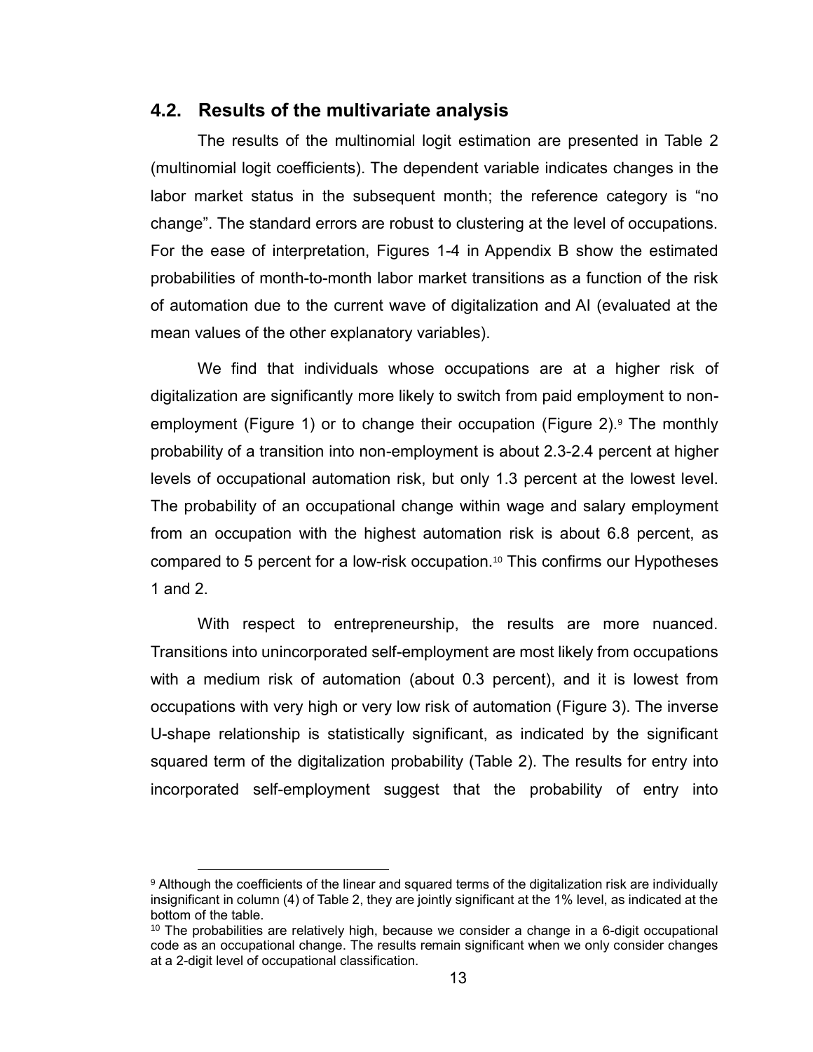## 4.2. Results of the multivariate analysis

The results of the multinomial logit estimation are presented in Table 2 (multinomial logit coefficients). The dependent variable indicates changes in the labor market status in the subsequent month; the reference category is "no change". The standard errors are robust to clustering at the level of occupations. For the ease of interpretation, Figures 1-4 in Appendix B show the estimated probabilities of month-to-month labor market transitions as a function of the risk of automation due to the current wave of digitalization and AI (evaluated at the mean values of the other explanatory variables).

We find that individuals whose occupations are at a higher risk of digitalization are significantly more likely to switch from paid employment to non-employment (Figure 1) or to change their occupation (Figure 2).[9] The monthly probability of a transition into non-employment is about 2.3-2.4 percent at higher levels of occupational automation risk, but only 1.3 percent at the lowest level. The probability of an occupational change within wage and salary employment from an occupation with the highest automation risk is about 6.8 percent, as compared to 5 percent for a low-risk occupation.[10] This confirms our Hypotheses 1 and 2.

With respect to entrepreneurship, the results are more nuanced. Transitions into unincorporated self-employment are most likely from occupations with a medium risk of automation (about 0.3 percent), and it is lowest from occupations with very high or very low risk of automation (Figure 3). The inverse U-shape relationship is statistically significant, as indicated by the significant squared term of the digitalization probability (Table 2). The results for entry into incorporated self-employment suggest that the probability of entry into

[9] Although the coefficients of the linear and squared terms of the digitalization risk are individually insignificant in column (4) of Table 2, they are jointly significant at the 1% level, as indicated at the bottom of the table.

[10] The probabilities are relatively high, because we consider a change in a 6-digit occupational code as an occupational change. The results remain significant when we only consider changes at a 2-digit level of occupational classification.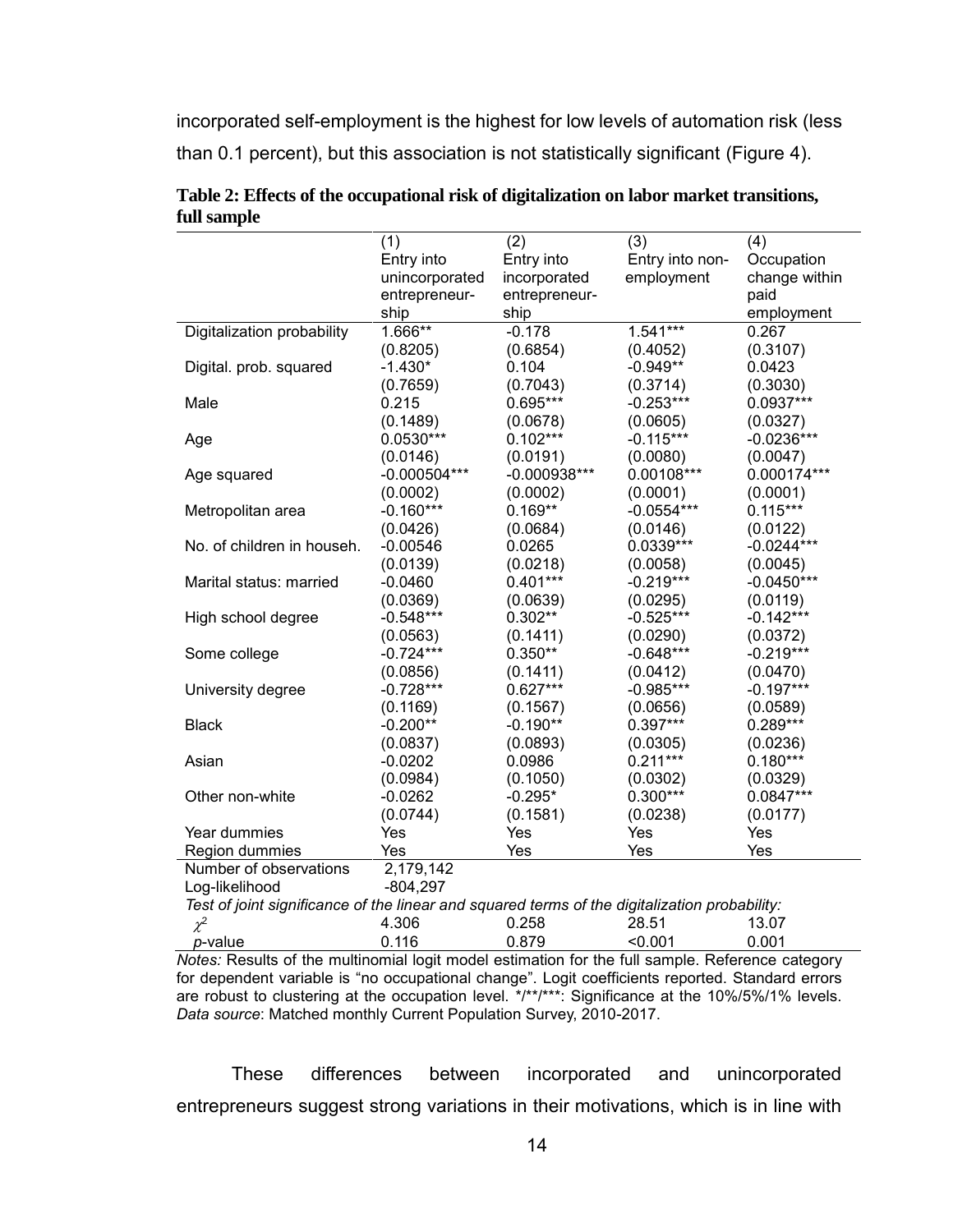incorporated self-employment is the highest for low levels of automation risk (less than 0.1 percent), but this association is not statistically significant (Figure 4).

**Table 2: Effects of the occupational risk of digitalization on labor market transitions, full sample**

| | (1) Entry into unincorporated entrepreneur-ship | (2) Entry into incorporated entrepreneur-ship | (3) Entry into non-employment | (4) Occupation change within paid employment |
|---|---|---|---|---|
| Digitalization probability | 1.666** | -0.178 | 1.541*** | 0.267 |
| | (0.8205) | (0.6854) | (0.4052) | (0.3107) |
| Digital. prob. squared | -1.430* | 0.104 | -0.949** | 0.0423 |
| | (0.7659) | (0.7043) | (0.3714) | (0.3030) |
| Male | 0.215 | 0.695*** | -0.253*** | 0.0937*** |
| | (0.1489) | (0.0678) | (0.0605) | (0.0327) |
| Age | 0.0530*** | 0.102*** | -0.115*** | -0.0236*** |
| | (0.0146) | (0.0191) | (0.0080) | (0.0047) |
| Age squared | -0.000504*** | -0.000938*** | 0.00108*** | 0.000174*** |
| | (0.0002) | (0.0002) | (0.0001) | (0.0001) |
| Metropolitan area | -0.160*** | 0.169** | -0.0554*** | 0.115*** |
| | (0.0426) | (0.0684) | (0.0146) | (0.0122) |
| No. of children in househ. | -0.00546 | 0.0265 | 0.0339*** | -0.0244*** |
| | (0.0139) | (0.0218) | (0.0058) | (0.0045) |
| Marital status: married | -0.0460 | 0.401*** | -0.219*** | -0.0450*** |
| | (0.0369) | (0.0639) | (0.0295) | (0.0119) |
| High school degree | -0.548*** | 0.302** | -0.525*** | -0.142*** |
| | (0.0563) | (0.1411) | (0.0290) | (0.0372) |
| Some college | -0.724*** | 0.350** | -0.648*** | -0.219*** |
| | (0.0856) | (0.1411) | (0.0412) | (0.0470) |
| University degree | -0.728*** | 0.627*** | -0.985*** | -0.197*** |
| | (0.1169) | (0.1567) | (0.0656) | (0.0589) |
| Black | -0.200** | -0.190** | 0.397*** | 0.289*** |
| | (0.0837) | (0.0893) | (0.0305) | (0.0236) |
| Asian | -0.0202 | 0.0986 | 0.211*** | 0.180*** |
| | (0.0984) | (0.1050) | (0.0302) | (0.0329) |
| Other non-white | -0.0262 | -0.295* | 0.300*** | 0.0847*** |
| | (0.0744) | (0.1581) | (0.0238) | (0.0177) |
| Year dummies | Yes | Yes | Yes | Yes |
| Region dummies | Yes | Yes | Yes | Yes |
| Number of observations | 2,179,142 | | | |
| Log-likelihood | -804,297 | | | |
| *Test of joint significance of the linear and squared terms of the digitalization probability:* | | | | |
| $\chi^2$ | 4.306 | 0.258 | 28.51 | 13.07 |
| *p*-value | 0.116 | 0.879 | <0.001 | 0.001 |

*Notes:* Results of the multinomial logit model estimation for the full sample. Reference category for dependent variable is "no occupational change". Logit coefficients reported. Standard errors are robust to clustering at the occupation level. */**/***: Significance at the 10%/5%/1% levels. *Data source*: Matched monthly Current Population Survey, 2010-2017.

These differences between incorporated and unincorporated entrepreneurs suggest strong variations in their motivations, which is in line with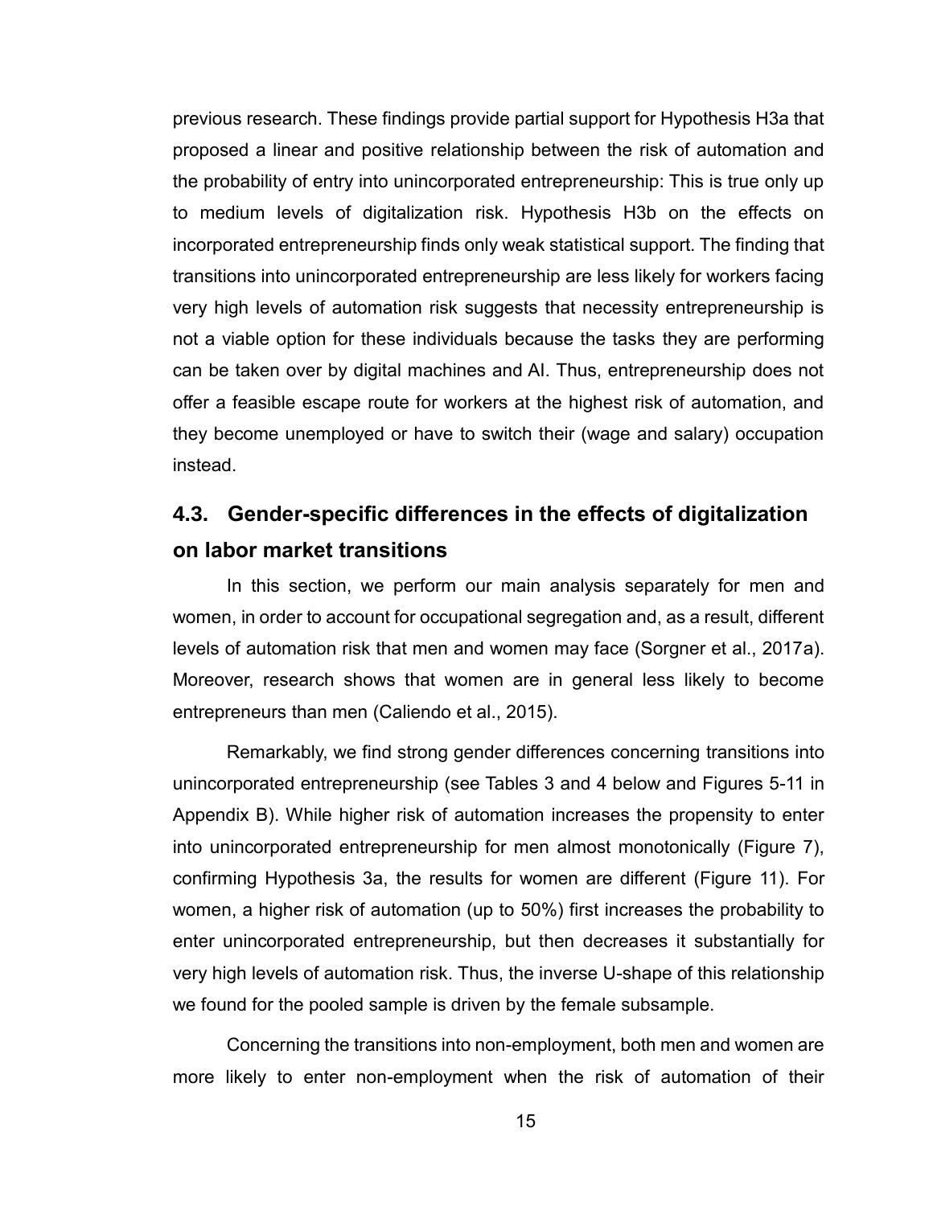previous research. These findings provide partial support for Hypothesis H3a that proposed a linear and positive relationship between the risk of automation and the probability of entry into unincorporated entrepreneurship: This is true only up to medium levels of digitalization risk. Hypothesis H3b on the effects on incorporated entrepreneurship finds only weak statistical support. The finding that transitions into unincorporated entrepreneurship are less likely for workers facing very high levels of automation risk suggests that necessity entrepreneurship is not a viable option for these individuals because the tasks they are performing can be taken over by digital machines and AI. Thus, entrepreneurship does not offer a feasible escape route for workers at the highest risk of automation, and they become unemployed or have to switch their (wage and salary) occupation instead.

## 4.3. Gender-specific differences in the effects of digitalization on labor market transitions

In this section, we perform our main analysis separately for men and women, in order to account for occupational segregation and, as a result, different levels of automation risk that men and women may face (Sorgner et al., 2017a). Moreover, research shows that women are in general less likely to become entrepreneurs than men (Caliendo et al., 2015).

Remarkably, we find strong gender differences concerning transitions into unincorporated entrepreneurship (see Tables 3 and 4 below and Figures 5-11 in Appendix B). While higher risk of automation increases the propensity to enter into unincorporated entrepreneurship for men almost monotonically (Figure 7), confirming Hypothesis 3a, the results for women are different (Figure 11). For women, a higher risk of automation (up to 50%) first increases the probability to enter unincorporated entrepreneurship, but then decreases it substantially for very high levels of automation risk. Thus, the inverse U-shape of this relationship we found for the pooled sample is driven by the female subsample.

Concerning the transitions into non-employment, both men and women are more likely to enter non-employment when the risk of automation of their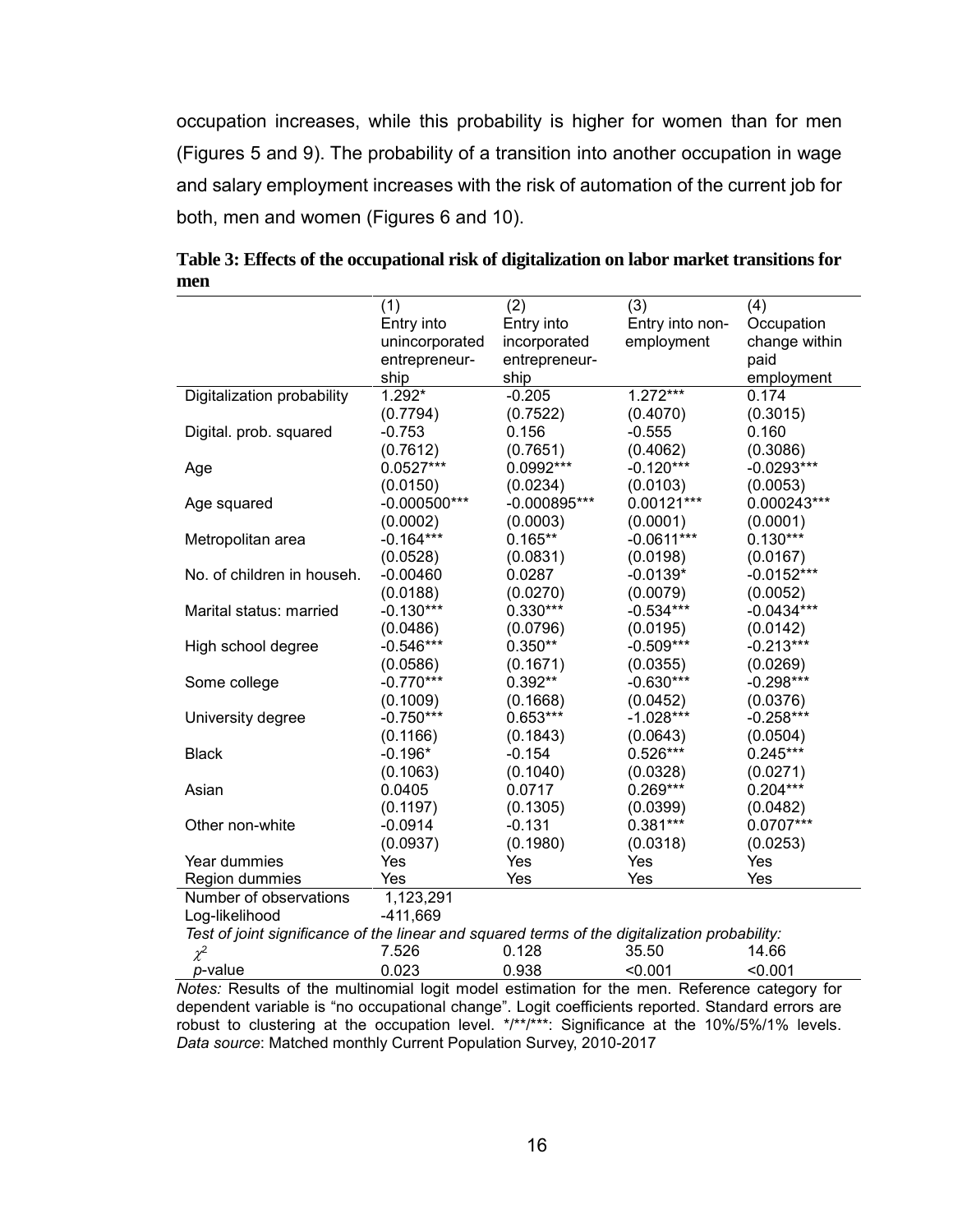occupation increases, while this probability is higher for women than for men (Figures 5 and 9). The probability of a transition into another occupation in wage and salary employment increases with the risk of automation of the current job for both, men and women (Figures 6 and 10).

**Table 3: Effects of the occupational risk of digitalization on labor market transitions for men**

| | (1) Entry into unincorporated entrepreneur-ship | (2) Entry into incorporated entrepreneur-ship | (3) Entry into non-employment | (4) Occupation change within paid employment |
|---|---|---|---|---|
| Digitalization probability | 1.292* | -0.205 | 1.272*** | 0.174 |
| | (0.7794) | (0.7522) | (0.4070) | (0.3015) |
| Digital. prob. squared | -0.753 | 0.156 | -0.555 | 0.160 |
| | (0.7612) | (0.7651) | (0.4062) | (0.3086) |
| Age | 0.0527*** | 0.0992*** | -0.120*** | -0.0293*** |
| | (0.0150) | (0.0234) | (0.0103) | (0.0053) |
| Age squared | -0.000500*** | -0.000895*** | 0.00121*** | 0.000243*** |
| | (0.0002) | (0.0003) | (0.0001) | (0.0001) |
| Metropolitan area | -0.164*** | 0.165** | -0.0611*** | 0.130*** |
| | (0.0528) | (0.0831) | (0.0198) | (0.0167) |
| No. of children in househ. | -0.00460 | 0.0287 | -0.0139* | -0.0152*** |
| | (0.0188) | (0.0270) | (0.0079) | (0.0052) |
| Marital status: married | -0.130*** | 0.330*** | -0.534*** | -0.0434*** |
| | (0.0486) | (0.0796) | (0.0195) | (0.0142) |
| High school degree | -0.546*** | 0.350** | -0.509*** | -0.213*** |
| | (0.0586) | (0.1671) | (0.0355) | (0.0269) |
| Some college | -0.770*** | 0.392** | -0.630*** | -0.298*** |
| | (0.1009) | (0.1668) | (0.0452) | (0.0376) |
| University degree | -0.750*** | 0.653*** | -1.028*** | -0.258*** |
| | (0.1166) | (0.1843) | (0.0643) | (0.0504) |
| Black | -0.196* | -0.154 | 0.526*** | 0.245*** |
| | (0.1063) | (0.1040) | (0.0328) | (0.0271) |
| Asian | 0.0405 | 0.0717 | 0.269*** | 0.204*** |
| | (0.1197) | (0.1305) | (0.0399) | (0.0482) |
| Other non-white | -0.0914 | -0.131 | 0.381*** | 0.0707*** |
| | (0.0937) | (0.1980) | (0.0318) | (0.0253) |
| Year dummies | Yes | Yes | Yes | Yes |
| Region dummies | Yes | Yes | Yes | Yes |
| Number of observations | 1,123,291 | | | |
| Log-likelihood | -411,669 | | | |
| *Test of joint significance of the linear and squared terms of the digitalization probability:* | | | | |
| $\chi^2$ | 7.526 | 0.128 | 35.50 | 14.66 |
| *p*-value | 0.023 | 0.938 | <0.001 | <0.001 |

*Notes:* Results of the multinomial logit model estimation for the men. Reference category for dependent variable is "no occupational change". Logit coefficients reported. Standard errors are robust to clustering at the occupation level. */**/***: Significance at the 10%/5%/1% levels. *Data source*: Matched monthly Current Population Survey, 2010-2017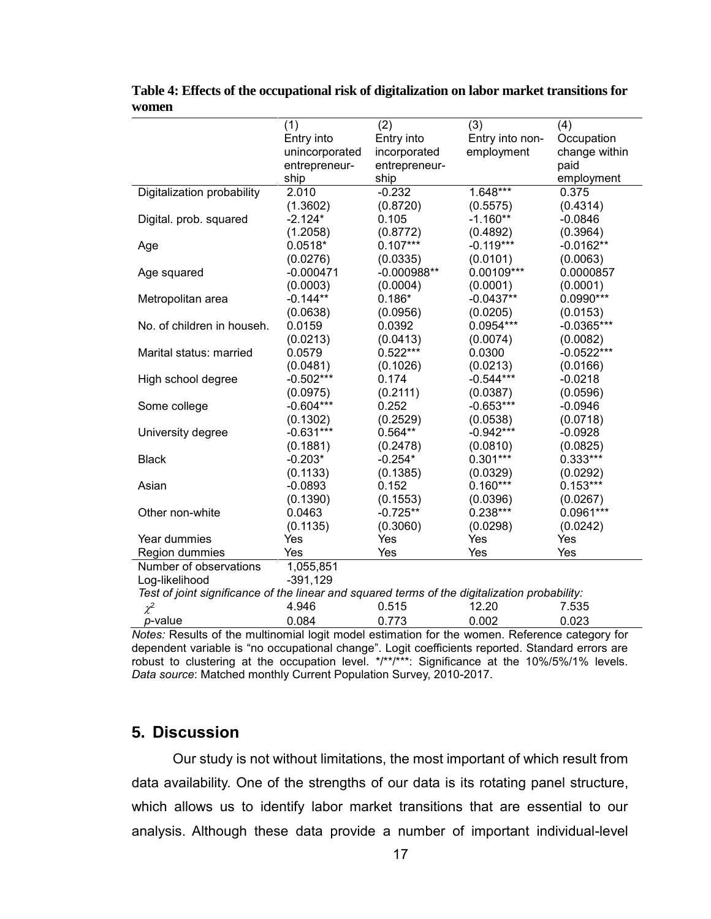**Table 4: Effects of the occupational risk of digitalization on labor market transitions for women**

| | (1) Entry into unincorporated entrepreneurship | (2) Entry into incorporated entrepreneurship | (3) Entry into non-employment | (4) Occupation change within paid employment |
|---|---|---|---|---|
| Digitalization probability | 2.010 | -0.232 | 1.648*** | 0.375 |
| | (1.3602) | (0.8720) | (0.5575) | (0.4314) |
| Digital. prob. squared | -2.124* | 0.105 | -1.160** | -0.0846 |
| | (1.2058) | (0.8772) | (0.4892) | (0.3964) |
| Age | 0.0518* | 0.107*** | -0.119*** | -0.0162** |
| | (0.0276) | (0.0335) | (0.0101) | (0.0063) |
| Age squared | -0.000471 | -0.000988** | 0.00109*** | 0.0000857 |
| | (0.0003) | (0.0004) | (0.0001) | (0.0001) |
| Metropolitan area | -0.144** | 0.186* | -0.0437** | 0.0990*** |
| | (0.0638) | (0.0956) | (0.0205) | (0.0153) |
| No. of children in househ. | 0.0159 | 0.0392 | 0.0954*** | -0.0365*** |
| | (0.0213) | (0.0413) | (0.0074) | (0.0082) |
| Marital status: married | 0.0579 | 0.522*** | 0.0300 | -0.0522*** |
| | (0.0481) | (0.1026) | (0.0213) | (0.0166) |
| High school degree | -0.502*** | 0.174 | -0.544*** | -0.0218 |
| | (0.0975) | (0.2111) | (0.0387) | (0.0596) |
| Some college | -0.604*** | 0.252 | -0.653*** | -0.0946 |
| | (0.1302) | (0.2529) | (0.0538) | (0.0718) |
| University degree | -0.631*** | 0.564** | -0.942*** | -0.0928 |
| | (0.1881) | (0.2478) | (0.0810) | (0.0825) |
| Black | -0.203* | -0.254* | 0.301*** | 0.333*** |
| | (0.1133) | (0.1385) | (0.0329) | (0.0292) |
| Asian | -0.0893 | 0.152 | 0.160*** | 0.153*** |
| | (0.1390) | (0.1553) | (0.0396) | (0.0267) |
| Other non-white | 0.0463 | -0.725** | 0.238*** | 0.0961*** |
| | (0.1135) | (0.3060) | (0.0298) | (0.0242) |
| Year dummies | Yes | Yes | Yes | Yes |
| Region dummies | Yes | Yes | Yes | Yes |
| Number of observations | 1,055,851 | | | |
| Log-likelihood | -391,129 | | | |
| *Test of joint significance of the linear and squared terms of the digitalization probability:* | | | | |
| $\chi^2$ | 4.946 | 0.515 | 12.20 | 7.535 |
| *p*-value | 0.084 | 0.773 | 0.002 | 0.023 |

*Notes:* Results of the multinomial logit model estimation for the women. Reference category for dependent variable is "no occupational change". Logit coefficients reported. Standard errors are robust to clustering at the occupation level. */**/***: Significance at the 10%/5%/1% levels. *Data source*: Matched monthly Current Population Survey, 2010-2017.

## 5. Discussion

Our study is not without limitations, the most important of which result from data availability. One of the strengths of our data is its rotating panel structure, which allows us to identify labor market transitions that are essential to our analysis. Although these data provide a number of important individual-level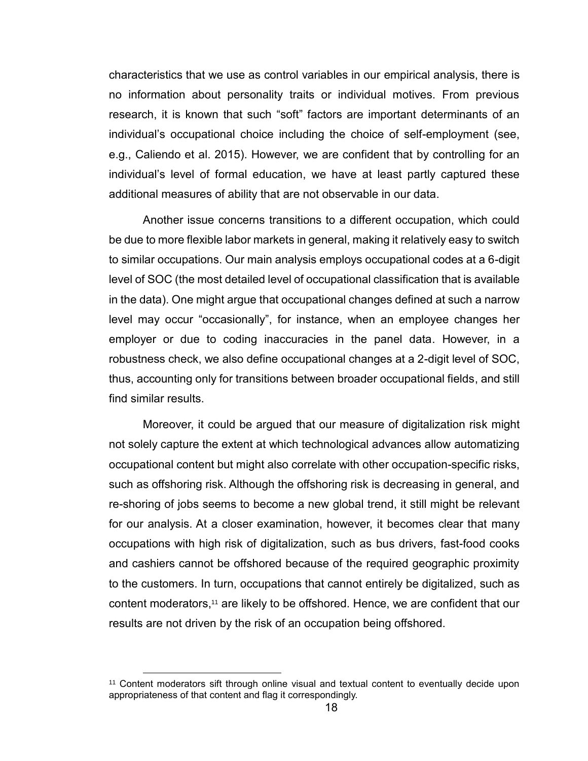characteristics that we use as control variables in our empirical analysis, there is no information about personality traits or individual motives. From previous research, it is known that such “soft” factors are important determinants of an individual’s occupational choice including the choice of self-employment (see, e.g., Caliendo et al. 2015). However, we are confident that by controlling for an individual’s level of formal education, we have at least partly captured these additional measures of ability that are not observable in our data.

Another issue concerns transitions to a different occupation, which could be due to more flexible labor markets in general, making it relatively easy to switch to similar occupations. Our main analysis employs occupational codes at a 6-digit level of SOC (the most detailed level of occupational classification that is available in the data). One might argue that occupational changes defined at such a narrow level may occur “occasionally”, for instance, when an employee changes her employer or due to coding inaccuracies in the panel data. However, in a robustness check, we also define occupational changes at a 2-digit level of SOC, thus, accounting only for transitions between broader occupational fields, and still find similar results.

Moreover, it could be argued that our measure of digitalization risk might not solely capture the extent at which technological advances allow automatizing occupational content but might also correlate with other occupation-specific risks, such as offshoring risk. Although the offshoring risk is decreasing in general, and re-shoring of jobs seems to become a new global trend, it still might be relevant for our analysis. At a closer examination, however, it becomes clear that many occupations with high risk of digitalization, such as bus drivers, fast-food cooks and cashiers cannot be offshored because of the required geographic proximity to the customers. In turn, occupations that cannot entirely be digitalized, such as content moderators,[11] are likely to be offshored. Hence, we are confident that our results are not driven by the risk of an occupation being offshored.

[11] Content moderators sift through online visual and textual content to eventually decide upon appropriateness of that content and flag it correspondingly.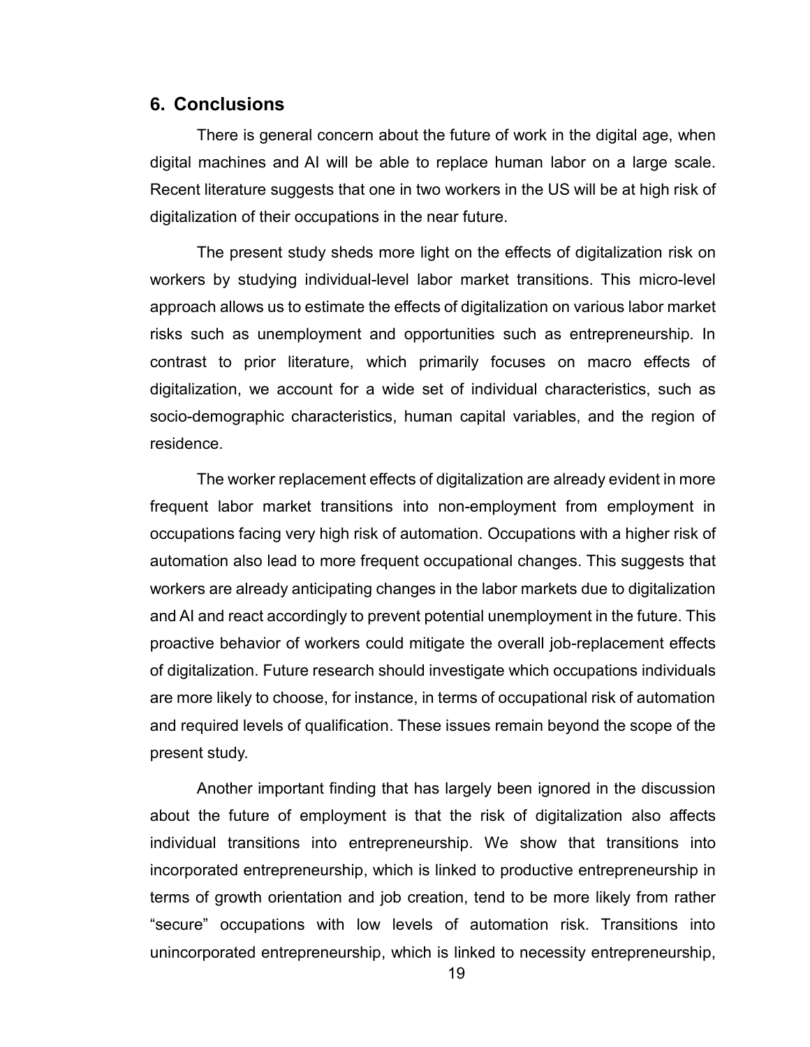## 6. Conclusions

There is general concern about the future of work in the digital age, when digital machines and AI will be able to replace human labor on a large scale. Recent literature suggests that one in two workers in the US will be at high risk of digitalization of their occupations in the near future.

The present study sheds more light on the effects of digitalization risk on workers by studying individual-level labor market transitions. This micro-level approach allows us to estimate the effects of digitalization on various labor market risks such as unemployment and opportunities such as entrepreneurship. In contrast to prior literature, which primarily focuses on macro effects of digitalization, we account for a wide set of individual characteristics, such as socio-demographic characteristics, human capital variables, and the region of residence.

The worker replacement effects of digitalization are already evident in more frequent labor market transitions into non-employment from employment in occupations facing very high risk of automation. Occupations with a higher risk of automation also lead to more frequent occupational changes. This suggests that workers are already anticipating changes in the labor markets due to digitalization and AI and react accordingly to prevent potential unemployment in the future. This proactive behavior of workers could mitigate the overall job-replacement effects of digitalization. Future research should investigate which occupations individuals are more likely to choose, for instance, in terms of occupational risk of automation and required levels of qualification. These issues remain beyond the scope of the present study.

Another important finding that has largely been ignored in the discussion about the future of employment is that the risk of digitalization also affects individual transitions into entrepreneurship. We show that transitions into incorporated entrepreneurship, which is linked to productive entrepreneurship in terms of growth orientation and job creation, tend to be more likely from rather "secure" occupations with low levels of automation risk. Transitions into unincorporated entrepreneurship, which is linked to necessity entrepreneurship,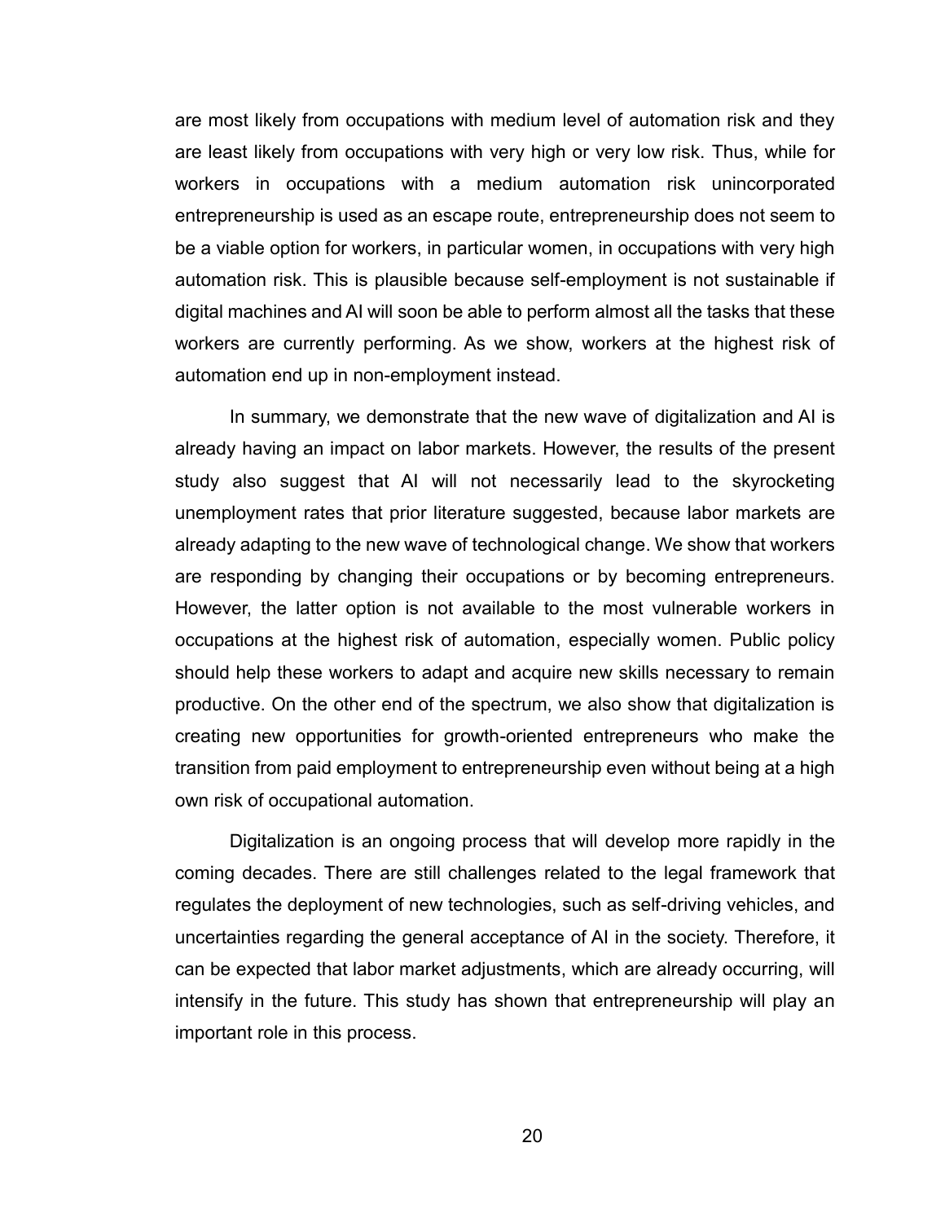are most likely from occupations with medium level of automation risk and they are least likely from occupations with very high or very low risk. Thus, while for workers in occupations with a medium automation risk unincorporated entrepreneurship is used as an escape route, entrepreneurship does not seem to be a viable option for workers, in particular women, in occupations with very high automation risk. This is plausible because self-employment is not sustainable if digital machines and AI will soon be able to perform almost all the tasks that these workers are currently performing. As we show, workers at the highest risk of automation end up in non-employment instead.

In summary, we demonstrate that the new wave of digitalization and AI is already having an impact on labor markets. However, the results of the present study also suggest that AI will not necessarily lead to the skyrocketing unemployment rates that prior literature suggested, because labor markets are already adapting to the new wave of technological change. We show that workers are responding by changing their occupations or by becoming entrepreneurs. However, the latter option is not available to the most vulnerable workers in occupations at the highest risk of automation, especially women. Public policy should help these workers to adapt and acquire new skills necessary to remain productive. On the other end of the spectrum, we also show that digitalization is creating new opportunities for growth-oriented entrepreneurs who make the transition from paid employment to entrepreneurship even without being at a high own risk of occupational automation.

Digitalization is an ongoing process that will develop more rapidly in the coming decades. There are still challenges related to the legal framework that regulates the deployment of new technologies, such as self-driving vehicles, and uncertainties regarding the general acceptance of AI in the society. Therefore, it can be expected that labor market adjustments, which are already occurring, will intensify in the future. This study has shown that entrepreneurship will play an important role in this process.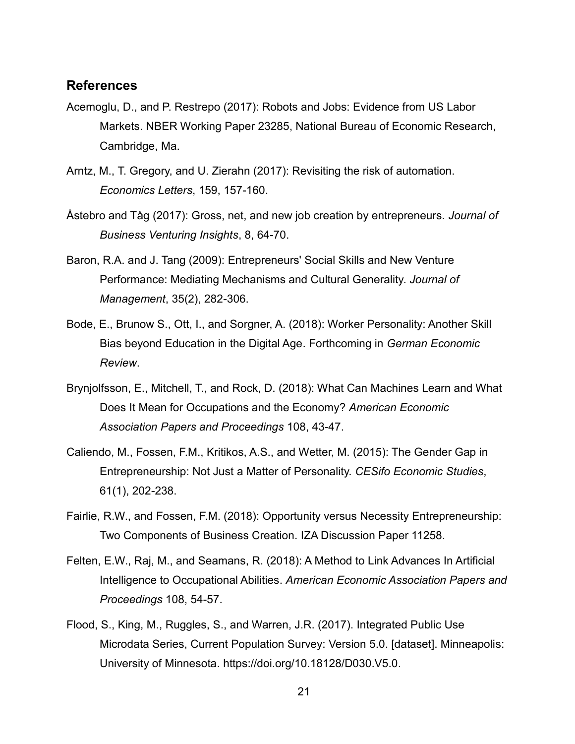## References

Acemoglu, D., and P. Restrepo (2017): Robots and Jobs: Evidence from US Labor Markets. NBER Working Paper 23285, National Bureau of Economic Research, Cambridge, Ma.

Arntz, M., T. Gregory, and U. Zierahn (2017): Revisiting the risk of automation. *Economics Letters*, 159, 157-160.

Åstebro and Tåg (2017): Gross, net, and new job creation by entrepreneurs. *Journal of Business Venturing Insights*, 8, 64-70.

Baron, R.A. and J. Tang (2009): Entrepreneurs' Social Skills and New Venture Performance: Mediating Mechanisms and Cultural Generality. *Journal of Management*, 35(2), 282-306.

Bode, E., Brunow S., Ott, I., and Sorgner, A. (2018): Worker Personality: Another Skill Bias beyond Education in the Digital Age. Forthcoming in *German Economic Review*.

Brynjolfsson, E., Mitchell, T., and Rock, D. (2018): What Can Machines Learn and What Does It Mean for Occupations and the Economy? *American Economic Association Papers and Proceedings* 108, 43-47.

Caliendo, M., Fossen, F.M., Kritikos, A.S., and Wetter, M. (2015): The Gender Gap in Entrepreneurship: Not Just a Matter of Personality. *CESifo Economic Studies*, 61(1), 202-238.

Fairlie, R.W., and Fossen, F.M. (2018): Opportunity versus Necessity Entrepreneurship: Two Components of Business Creation. IZA Discussion Paper 11258.

Felten, E.W., Raj, M., and Seamans, R. (2018): A Method to Link Advances In Artificial Intelligence to Occupational Abilities. *American Economic Association Papers and Proceedings* 108, 54-57.

Flood, S., King, M., Ruggles, S., and Warren, J.R. (2017). Integrated Public Use Microdata Series, Current Population Survey: Version 5.0. [dataset]. Minneapolis: University of Minnesota. https://doi.org/10.18128/D030.V5.0.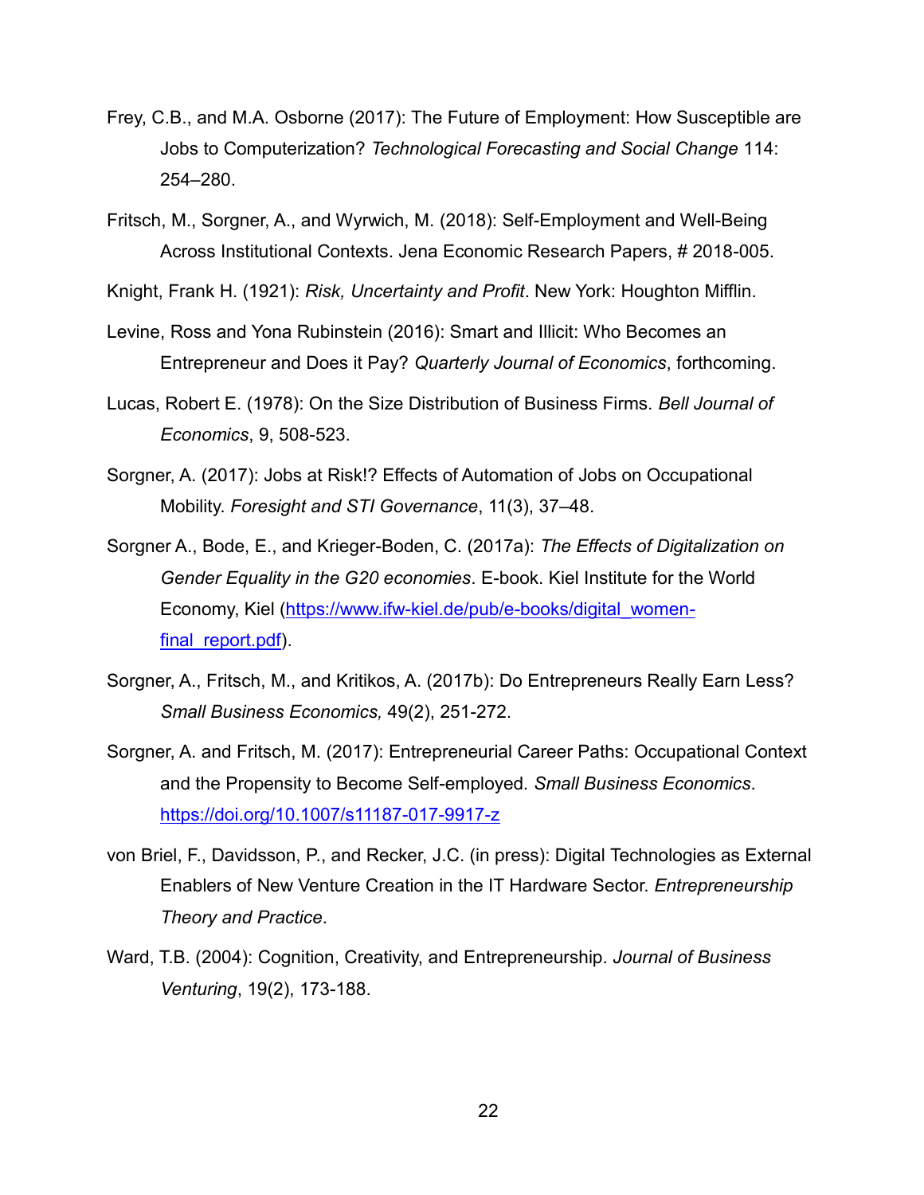Frey, C.B., and M.A. Osborne (2017): The Future of Employment: How Susceptible are Jobs to Computerization? *Technological Forecasting and Social Change* 114: 254–280.

Fritsch, M., Sorgner, A., and Wyrwich, M. (2018): Self-Employment and Well-Being Across Institutional Contexts. Jena Economic Research Papers, # 2018-005.

Knight, Frank H. (1921): *Risk, Uncertainty and Profit*. New York: Houghton Mifflin.

Levine, Ross and Yona Rubinstein (2016): Smart and Illicit: Who Becomes an Entrepreneur and Does it Pay? *Quarterly Journal of Economics*, forthcoming.

Lucas, Robert E. (1978): On the Size Distribution of Business Firms. *Bell Journal of Economics*, 9, 508-523.

Sorgner, A. (2017): Jobs at Risk!? Effects of Automation of Jobs on Occupational Mobility. *Foresight and STI Governance*, 11(3), 37–48.

Sorgner A., Bode, E., and Krieger-Boden, C. (2017a): *The Effects of Digitalization on Gender Equality in the G20 economies*. E-book. Kiel Institute for the World Economy, Kiel (https://www.ifw-kiel.de/pub/e-books/digital_women-final_report.pdf).

Sorgner, A., Fritsch, M., and Kritikos, A. (2017b): Do Entrepreneurs Really Earn Less? *Small Business Economics,* 49(2), 251-272.

Sorgner, A. and Fritsch, M. (2017): Entrepreneurial Career Paths: Occupational Context and the Propensity to Become Self-employed. *Small Business Economics*. https://doi.org/10.1007/s11187-017-9917-z

von Briel, F., Davidsson, P., and Recker, J.C. (in press): Digital Technologies as External Enablers of New Venture Creation in the IT Hardware Sector. *Entrepreneurship Theory and Practice*.

Ward, T.B. (2004): Cognition, Creativity, and Entrepreneurship. *Journal of Business Venturing*, 19(2), 173-188.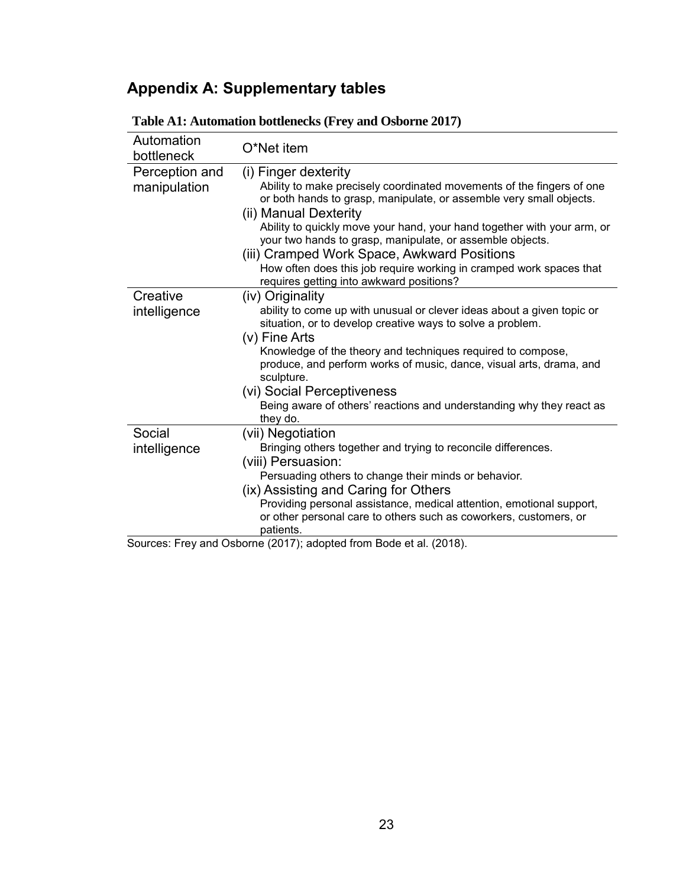## Appendix A: Supplementary tables

**Table A1: Automation bottlenecks (Frey and Osborne 2017)**

| Automation bottleneck | O*Net item |
|---|---|
| Perception and manipulation | (i) Finger dexterity<br>Ability to make precisely coordinated movements of the fingers of one or both hands to grasp, manipulate, or assemble very small objects.<br>(ii) Manual Dexterity<br>Ability to quickly move your hand, your hand together with your arm, or your two hands to grasp, manipulate, or assemble objects.<br>(iii) Cramped Work Space, Awkward Positions<br>How often does this job require working in cramped work spaces that requires getting into awkward positions? |
| Creative intelligence | (iv) Originality<br>ability to come up with unusual or clever ideas about a given topic or situation, or to develop creative ways to solve a problem.<br>(v) Fine Arts<br>Knowledge of the theory and techniques required to compose, produce, and perform works of music, dance, visual arts, drama, and sculpture.<br>(vi) Social Perceptiveness<br>Being aware of others' reactions and understanding why they react as they do. |
| Social intelligence | (vii) Negotiation<br>Bringing others together and trying to reconcile differences.<br>(viii) Persuasion:<br>Persuading others to change their minds or behavior.<br>(ix) Assisting and Caring for Others<br>Providing personal assistance, medical attention, emotional support, or other personal care to others such as coworkers, customers, or patients. |

Sources: Frey and Osborne (2017); adopted from Bode et al. (2018).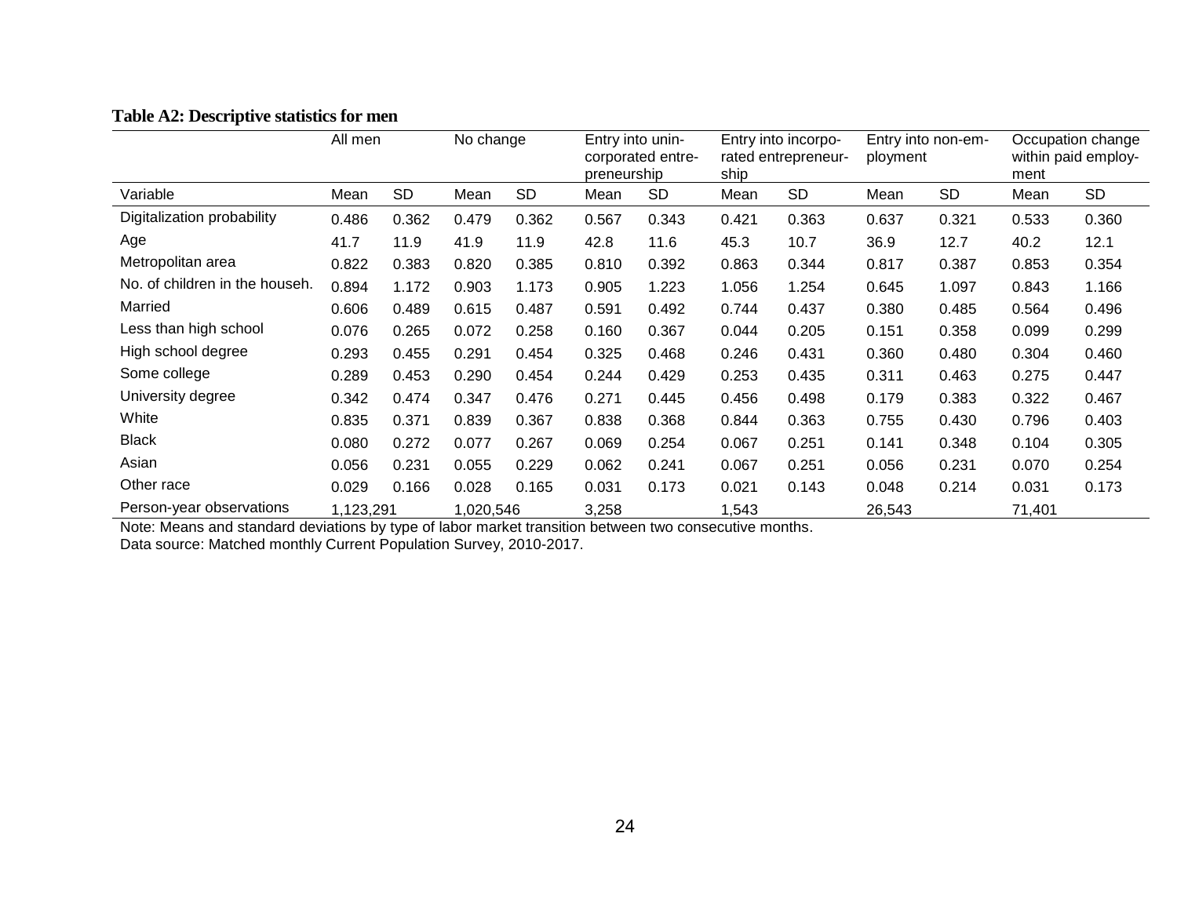**Table A2: Descriptive statistics for men**

| | All men | | No change | | Entry into unincorporated entrepreneurship | | Entry into incorporated entrepreneurship | | Entry into non-employment | | Occupation change within paid employment | |
|---|---|---|---|---|---|---|---|---|---|---|---|---|
| Variable | Mean | SD | Mean | SD | Mean | SD | Mean | SD | Mean | SD | Mean | SD |
| Digitalization probability | 0.486 | 0.362 | 0.479 | 0.362 | 0.567 | 0.343 | 0.421 | 0.363 | 0.637 | 0.321 | 0.533 | 0.360 |
| Age | 41.7 | 11.9 | 41.9 | 11.9 | 42.8 | 11.6 | 45.3 | 10.7 | 36.9 | 12.7 | 40.2 | 12.1 |
| Metropolitan area | 0.822 | 0.383 | 0.820 | 0.385 | 0.810 | 0.392 | 0.863 | 0.344 | 0.817 | 0.387 | 0.853 | 0.354 |
| No. of children in the househ. | 0.894 | 1.172 | 0.903 | 1.173 | 0.905 | 1.223 | 1.056 | 1.254 | 0.645 | 1.097 | 0.843 | 1.166 |
| Married | 0.606 | 0.489 | 0.615 | 0.487 | 0.591 | 0.492 | 0.744 | 0.437 | 0.380 | 0.485 | 0.564 | 0.496 |
| Less than high school | 0.076 | 0.265 | 0.072 | 0.258 | 0.160 | 0.367 | 0.044 | 0.205 | 0.151 | 0.358 | 0.099 | 0.299 |
| High school degree | 0.293 | 0.455 | 0.291 | 0.454 | 0.325 | 0.468 | 0.246 | 0.431 | 0.360 | 0.480 | 0.304 | 0.460 |
| Some college | 0.289 | 0.453 | 0.290 | 0.454 | 0.244 | 0.429 | 0.253 | 0.435 | 0.311 | 0.463 | 0.275 | 0.447 |
| University degree | 0.342 | 0.474 | 0.347 | 0.476 | 0.271 | 0.445 | 0.456 | 0.498 | 0.179 | 0.383 | 0.322 | 0.467 |
| White | 0.835 | 0.371 | 0.839 | 0.367 | 0.838 | 0.368 | 0.844 | 0.363 | 0.755 | 0.430 | 0.796 | 0.403 |
| Black | 0.080 | 0.272 | 0.077 | 0.267 | 0.069 | 0.254 | 0.067 | 0.251 | 0.141 | 0.348 | 0.104 | 0.305 |
| Asian | 0.056 | 0.231 | 0.055 | 0.229 | 0.062 | 0.241 | 0.067 | 0.251 | 0.056 | 0.231 | 0.070 | 0.254 |
| Other race | 0.029 | 0.166 | 0.028 | 0.165 | 0.031 | 0.173 | 0.021 | 0.143 | 0.048 | 0.214 | 0.031 | 0.173 |
| Person-year observations | 1,123,291 | | 1,020,546 | | 3,258 | | 1,543 | | 26,543 | | 71,401 | |

Note: Means and standard deviations by type of labor market transition between two consecutive months.
Data source: Matched monthly Current Population Survey, 2010-2017.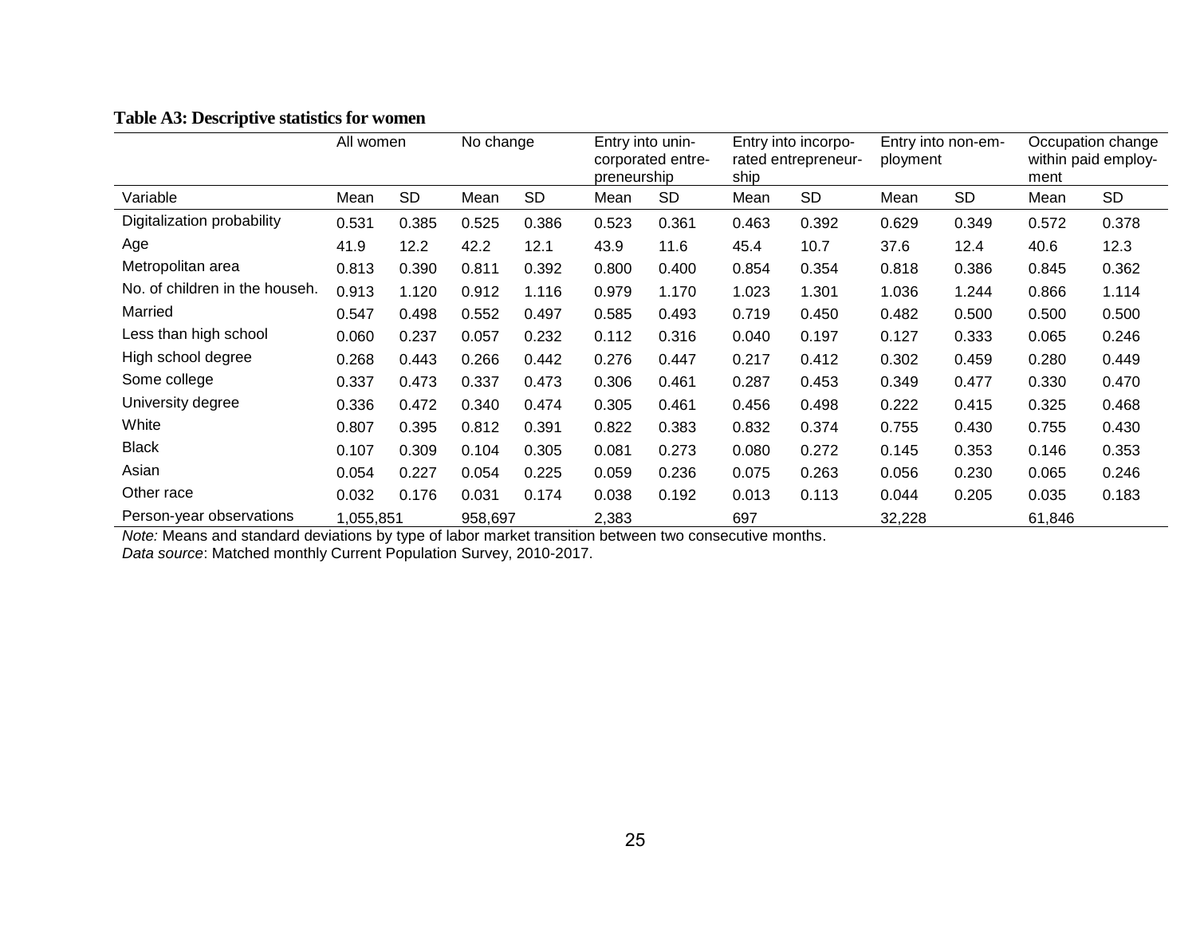**Table A3: Descriptive statistics for women**

| | All women | | No change | | Entry into unincorporated entrepreneurship | | Entry into incorporated entrepreneurship | | Entry into non-employment | | Occupation change within paid employment | |
|---|---|---|---|---|---|---|---|---|---|---|---|---|
| Variable | Mean | SD | Mean | SD | Mean | SD | Mean | SD | Mean | SD | Mean | SD |
| Digitalization probability | 0.531 | 0.385 | 0.525 | 0.386 | 0.523 | 0.361 | 0.463 | 0.392 | 0.629 | 0.349 | 0.572 | 0.378 |
| Age | 41.9 | 12.2 | 42.2 | 12.1 | 43.9 | 11.6 | 45.4 | 10.7 | 37.6 | 12.4 | 40.6 | 12.3 |
| Metropolitan area | 0.813 | 0.390 | 0.811 | 0.392 | 0.800 | 0.400 | 0.854 | 0.354 | 0.818 | 0.386 | 0.845 | 0.362 |
| No. of children in the househ. | 0.913 | 1.120 | 0.912 | 1.116 | 0.979 | 1.170 | 1.023 | 1.301 | 1.036 | 1.244 | 0.866 | 1.114 |
| Married | 0.547 | 0.498 | 0.552 | 0.497 | 0.585 | 0.493 | 0.719 | 0.450 | 0.482 | 0.500 | 0.500 | 0.500 |
| Less than high school | 0.060 | 0.237 | 0.057 | 0.232 | 0.112 | 0.316 | 0.040 | 0.197 | 0.127 | 0.333 | 0.065 | 0.246 |
| High school degree | 0.268 | 0.443 | 0.266 | 0.442 | 0.276 | 0.447 | 0.217 | 0.412 | 0.302 | 0.459 | 0.280 | 0.449 |
| Some college | 0.337 | 0.473 | 0.337 | 0.473 | 0.306 | 0.461 | 0.287 | 0.453 | 0.349 | 0.477 | 0.330 | 0.470 |
| University degree | 0.336 | 0.472 | 0.340 | 0.474 | 0.305 | 0.461 | 0.456 | 0.498 | 0.222 | 0.415 | 0.325 | 0.468 |
| White | 0.807 | 0.395 | 0.812 | 0.391 | 0.822 | 0.383 | 0.832 | 0.374 | 0.755 | 0.430 | 0.755 | 0.430 |
| Black | 0.107 | 0.309 | 0.104 | 0.305 | 0.081 | 0.273 | 0.080 | 0.272 | 0.145 | 0.353 | 0.146 | 0.353 |
| Asian | 0.054 | 0.227 | 0.054 | 0.225 | 0.059 | 0.236 | 0.075 | 0.263 | 0.056 | 0.230 | 0.065 | 0.246 |
| Other race | 0.032 | 0.176 | 0.031 | 0.174 | 0.038 | 0.192 | 0.013 | 0.113 | 0.044 | 0.205 | 0.035 | 0.183 |
| Person-year observations | 1,055,851 | | 958,697 | | 2,383 | | 697 | | 32,228 | | 61,846 | |

*Note:* Means and standard deviations by type of labor market transition between two consecutive months.
*Data source*: Matched monthly Current Population Survey, 2010-2017.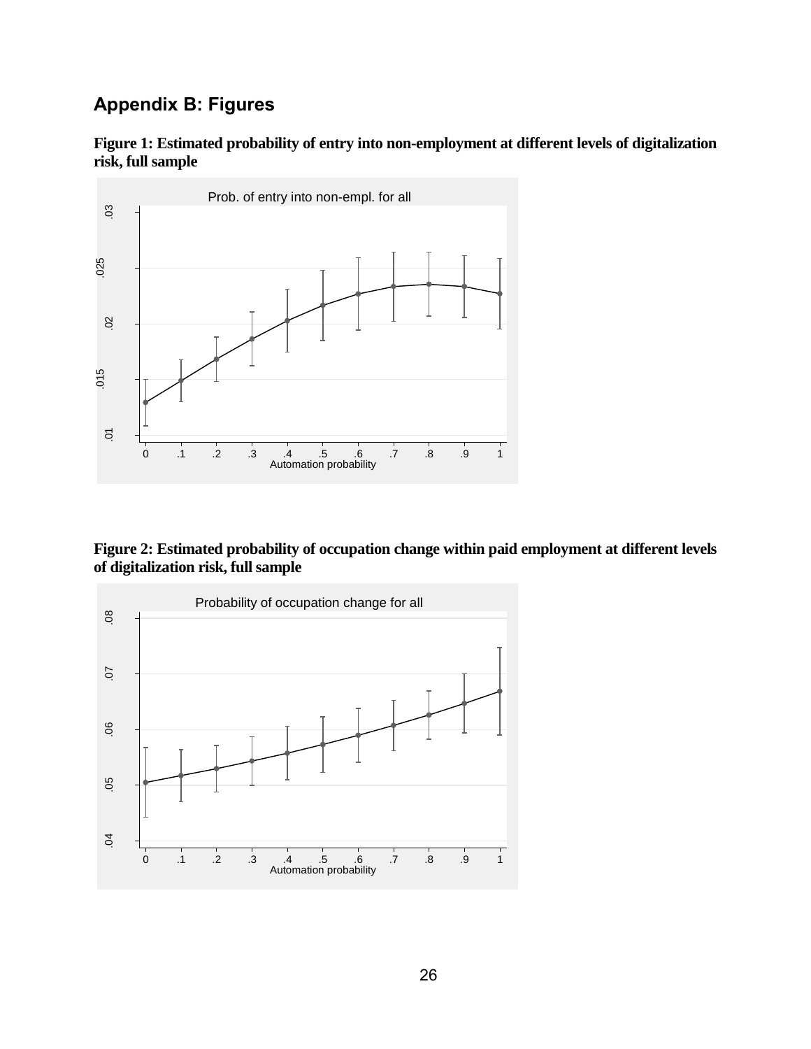## Appendix B: Figures

**Figure 1: Estimated probability of entry into non-employment at different levels of digitalization risk, full sample**

**Figure 2: Estimated probability of occupation change within paid employment at different levels of digitalization risk, full sample**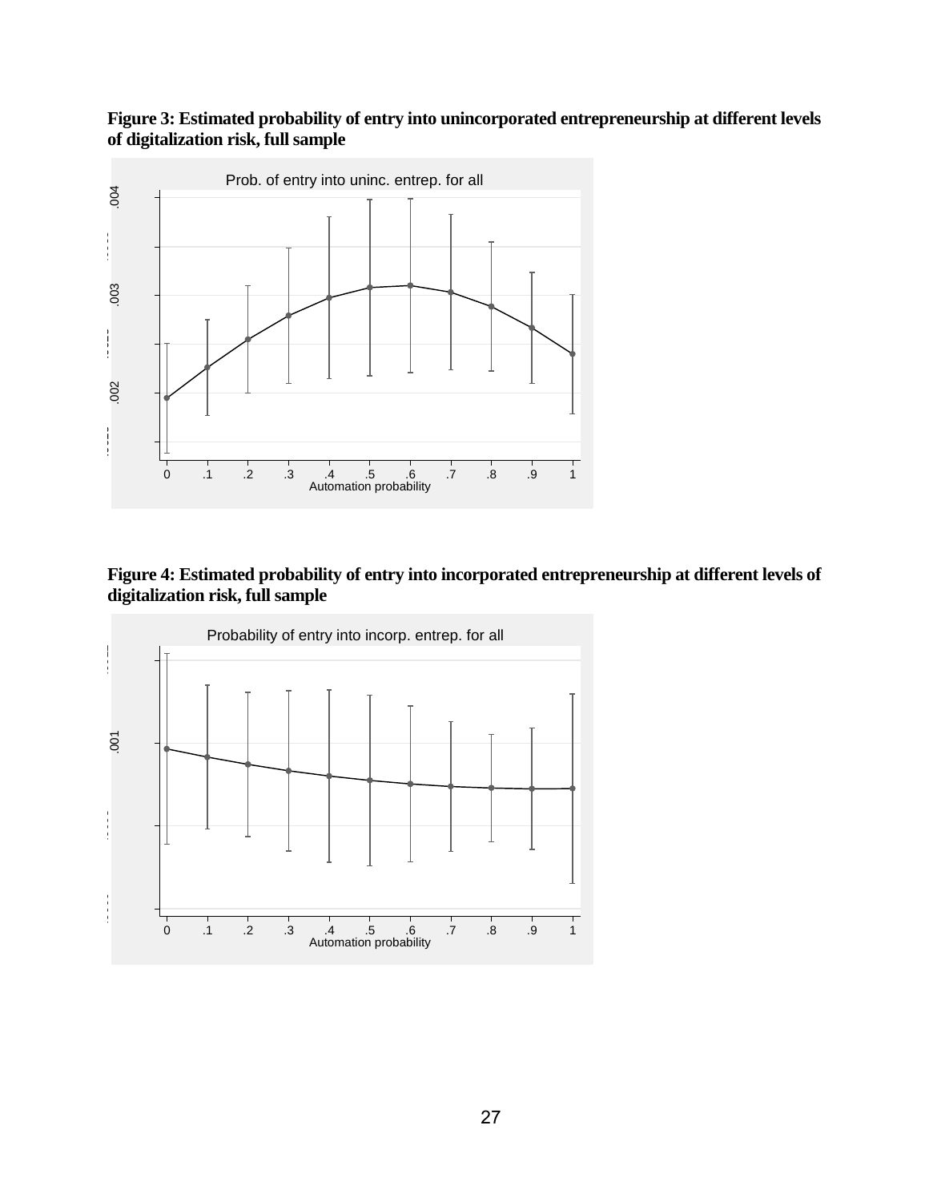**Figure 3: Estimated probability of entry into unincorporated entrepreneurship at different levels of digitalization risk, full sample**

**Figure 4: Estimated probability of entry into incorporated entrepreneurship at different levels of digitalization risk, full sample**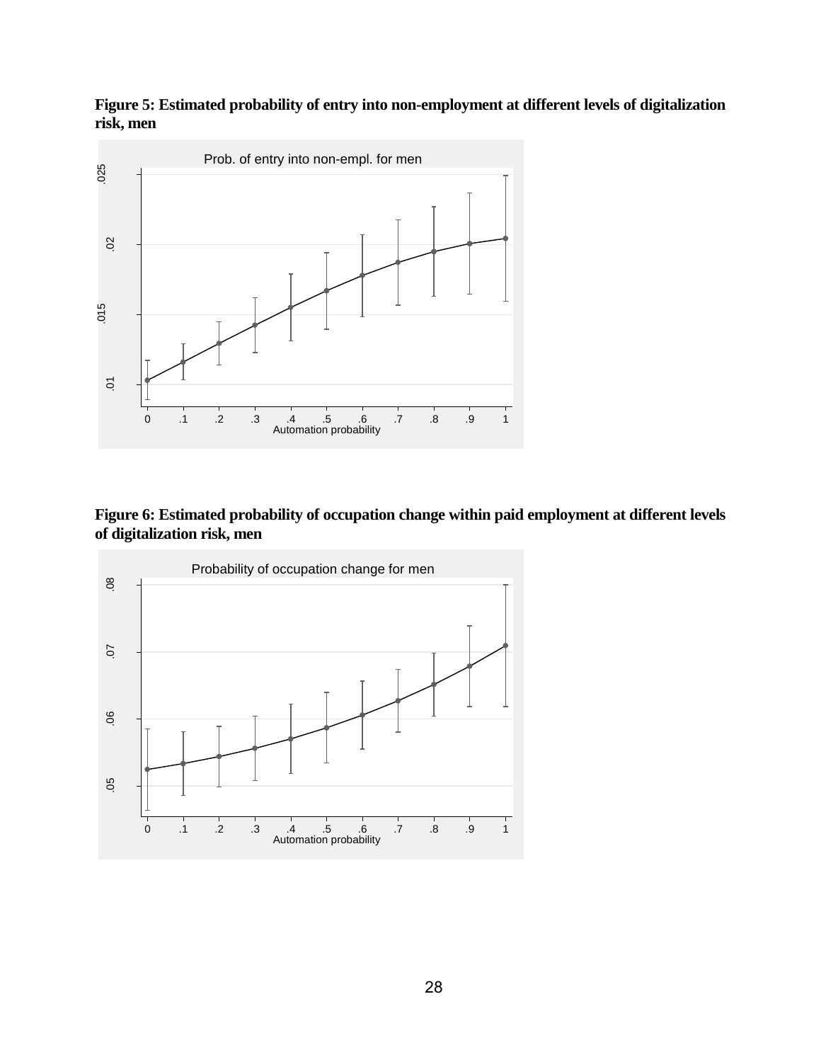**Figure 5: Estimated probability of entry into non-employment at different levels of digitalization risk, men**

**Figure 6: Estimated probability of occupation change within paid employment at different levels of digitalization risk, men**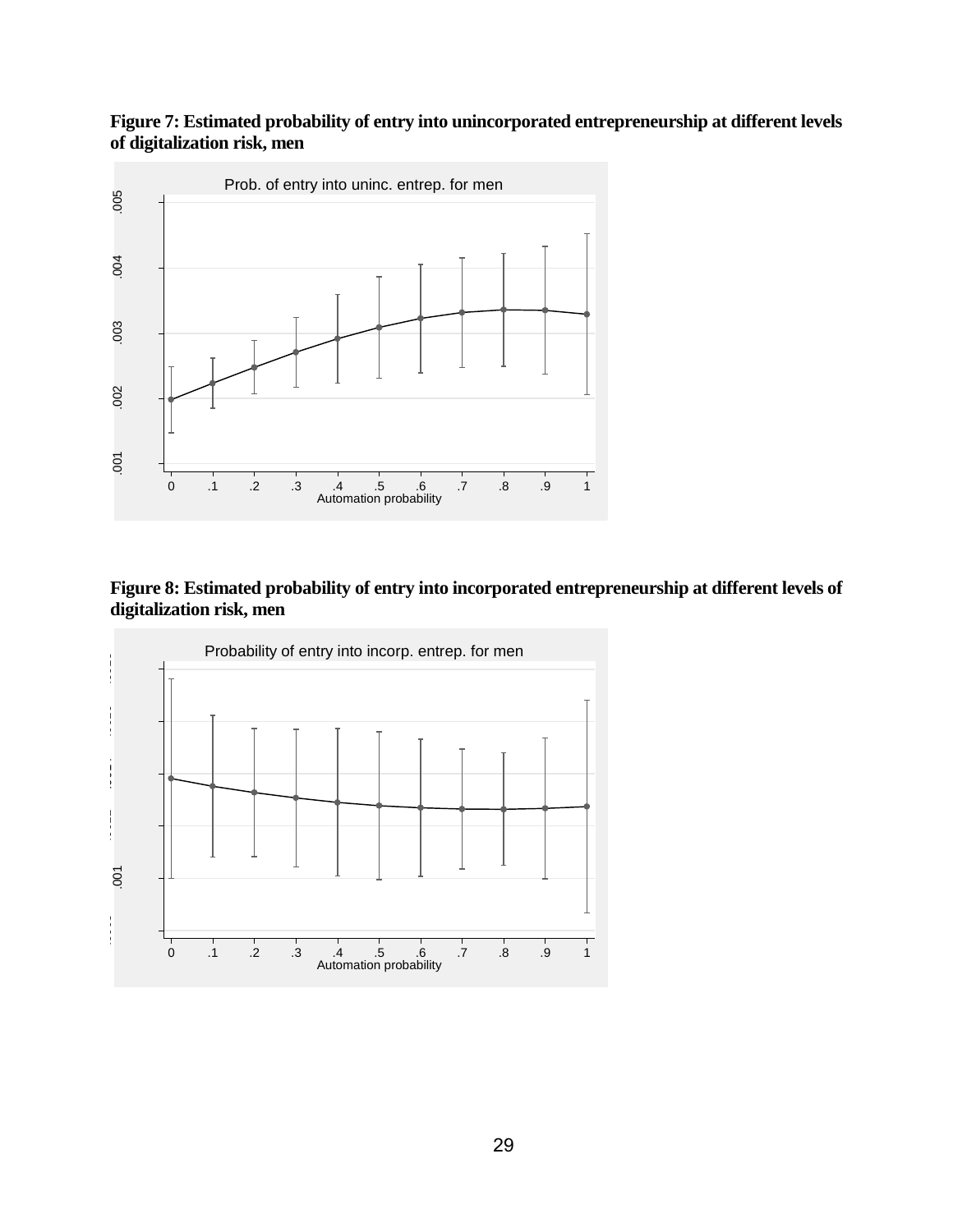**Figure 7: Estimated probability of entry into unincorporated entrepreneurship at different levels of digitalization risk, men**

**Figure 8: Estimated probability of entry into incorporated entrepreneurship at different levels of digitalization risk, men**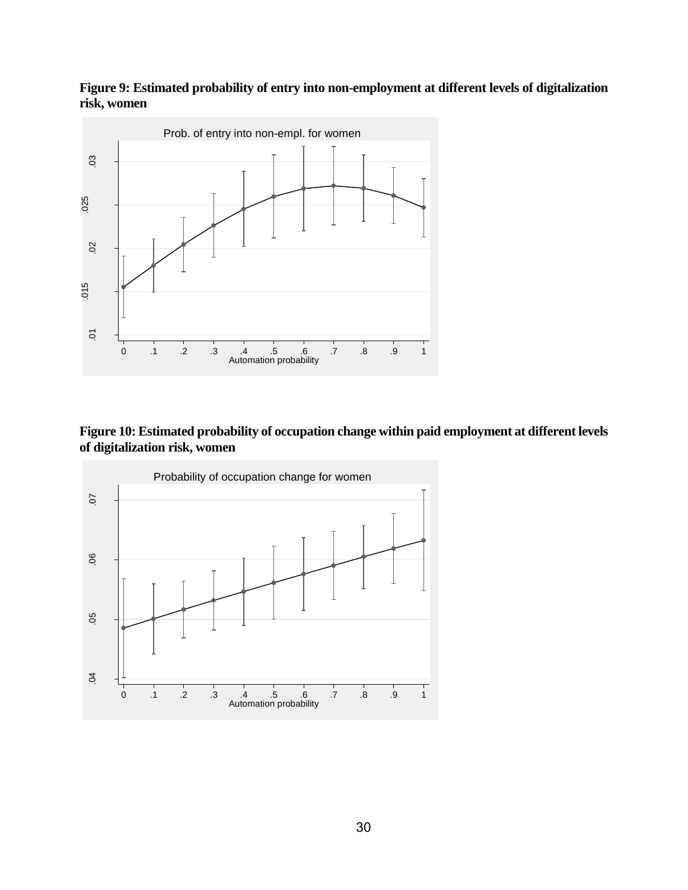**Figure 9: Estimated probability of entry into non-employment at different levels of digitalization risk, women**

**Figure 10: Estimated probability of occupation change within paid employment at different levels of digitalization risk, women**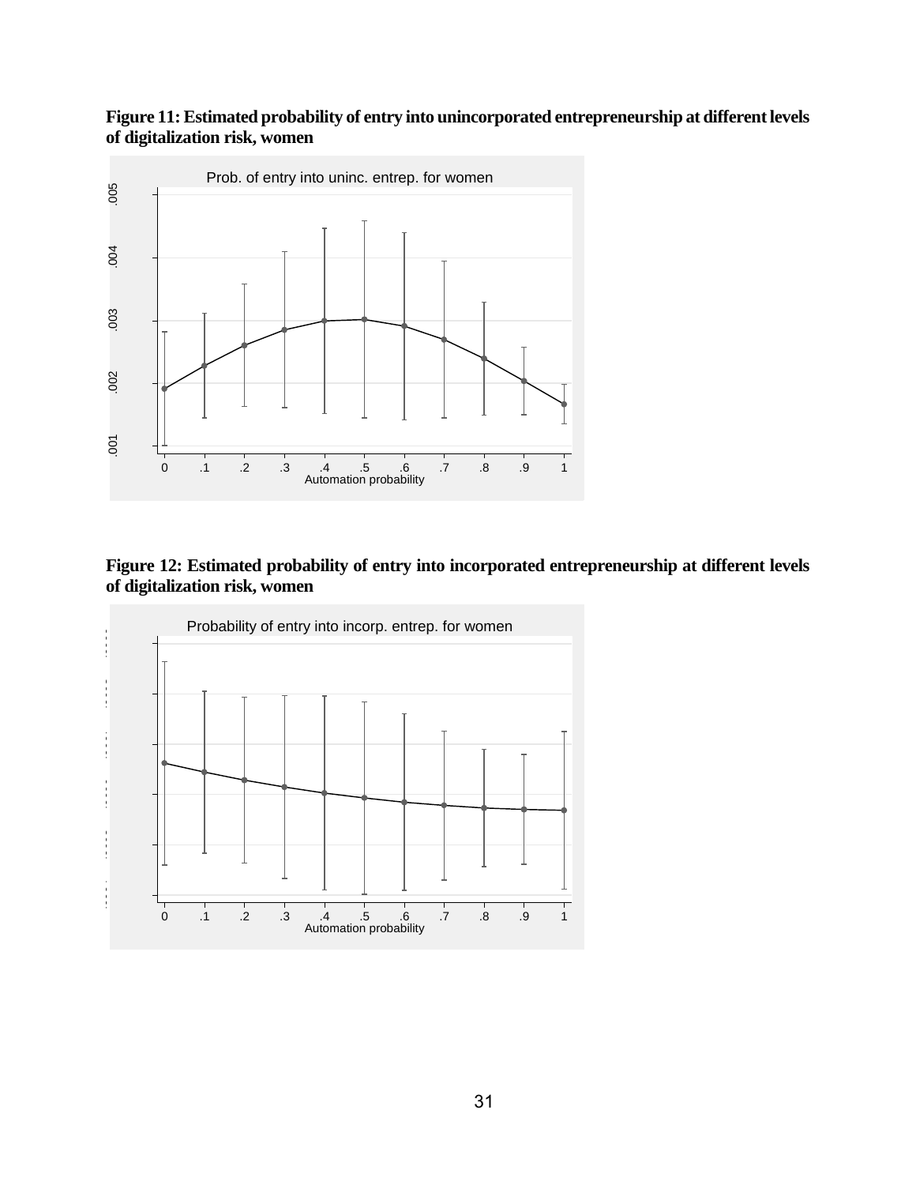**Figure 11: Estimated probability of entry into unincorporated entrepreneurship at different levels of digitalization risk, women**

Prob. of entry into uninc. entrep. for women

.001
.002
.003
.004
.005

0 .1 .2 .3 .4 .5 .6 .7 .8 .9 1

Automation probability

**Figure 12: Estimated probability of entry into incorporated entrepreneurship at different levels of digitalization risk, women**

Probability of entry into incorp. entrep. for women

0 .1 .2 .3 .4 .5 .6 .7 .8 .9 1

Automation probability